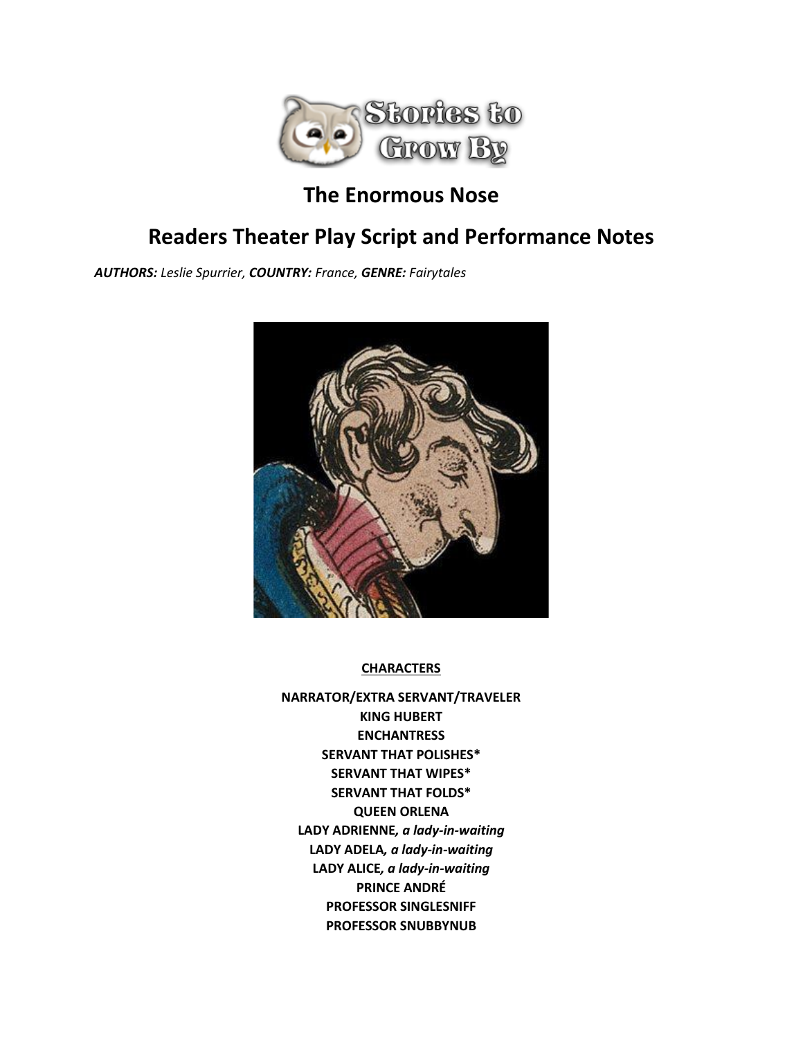# The Enormous Nose

## Readers Theater Play Script and Performance Notes

***AUTHORS:*** *Leslie Spurrier,* ***COUNTRY:*** *France,* ***GENRE:*** *Fairytales*

**CHARACTERS**

**NARRATOR/EXTRA SERVANT/TRAVELER**
**KING HUBERT**
**ENCHANTRESS**
**SERVANT THAT POLISHES***
**SERVANT THAT WIPES***
**SERVANT THAT FOLDS***
**QUEEN ORLENA**
**LADY ADRIENNE*, a lady-in-waiting***
**LADY ADELA*, a lady-in-waiting***
**LADY ALICE*, a lady-in-waiting***
**PRINCE ANDRÉ**
**PROFESSOR SINGLESNIFF**
**PROFESSOR SNUBBYNUB**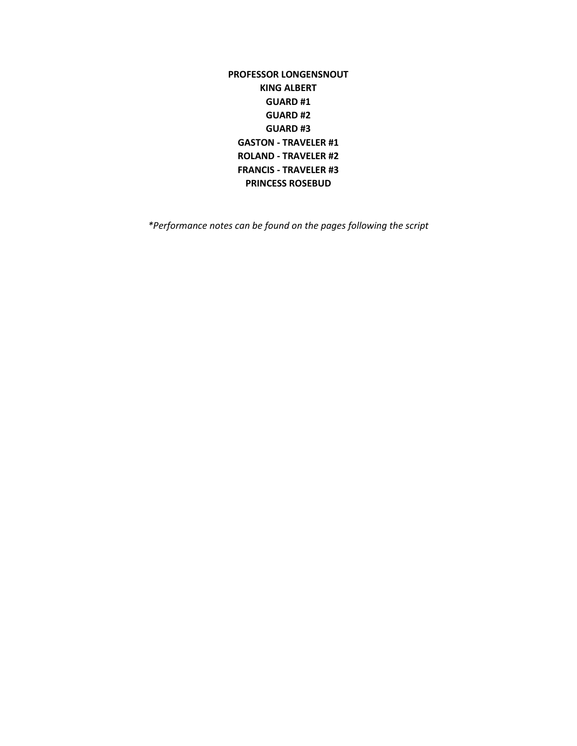**PROFESSOR LONGENSNOUT**
**KING ALBERT**
**GUARD #1**
**GUARD #2**
**GUARD #3**
**GASTON - TRAVELER #1**
**ROLAND - TRAVELER #2**
**FRANCIS - TRAVELER #3**
**PRINCESS ROSEBUD**

**Performance notes can be found on the pages following the script*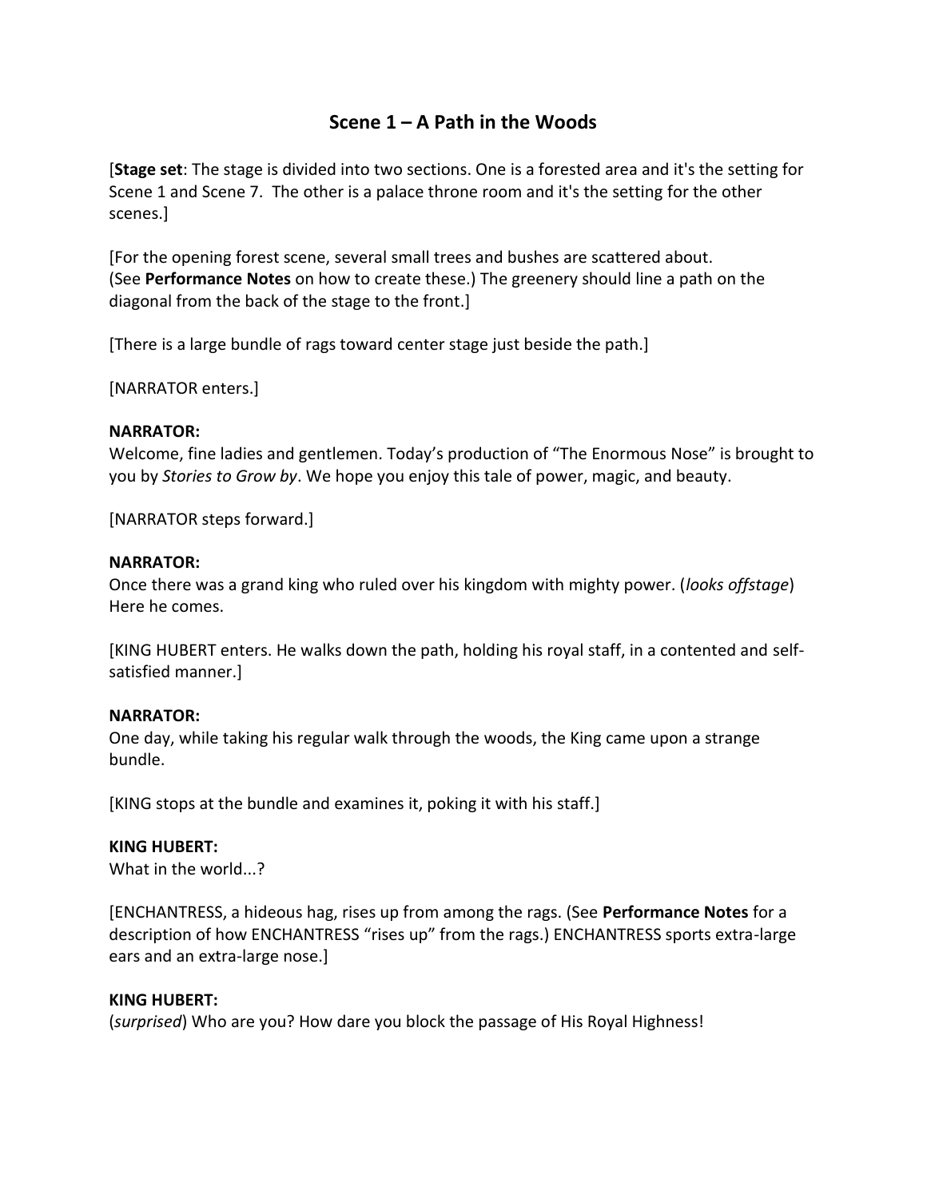## Scene 1 – A Path in the Woods

[**Stage set**: The stage is divided into two sections. One is a forested area and it's the setting for Scene 1 and Scene 7. The other is a palace throne room and it's the setting for the other scenes.]

[For the opening forest scene, several small trees and bushes are scattered about. (See **Performance Notes** on how to create these.) The greenery should line a path on the diagonal from the back of the stage to the front.]

[There is a large bundle of rags toward center stage just beside the path.]

[NARRATOR enters.]

**NARRATOR:**
Welcome, fine ladies and gentlemen. Today's production of "The Enormous Nose" is brought to you by *Stories to Grow by*. We hope you enjoy this tale of power, magic, and beauty.

[NARRATOR steps forward.]

**NARRATOR:**
Once there was a grand king who ruled over his kingdom with mighty power. (*looks offstage*) Here he comes.

[KING HUBERT enters. He walks down the path, holding his royal staff, in a contented and self-satisfied manner.]

**NARRATOR:**
One day, while taking his regular walk through the woods, the King came upon a strange bundle.

[KING stops at the bundle and examines it, poking it with his staff.]

**KING HUBERT:**
What in the world...?

[ENCHANTRESS, a hideous hag, rises up from among the rags. (See **Performance Notes** for a description of how ENCHANTRESS "rises up" from the rags.) ENCHANTRESS sports extra-large ears and an extra-large nose.]

**KING HUBERT:**
(*surprised*) Who are you? How dare you block the passage of His Royal Highness!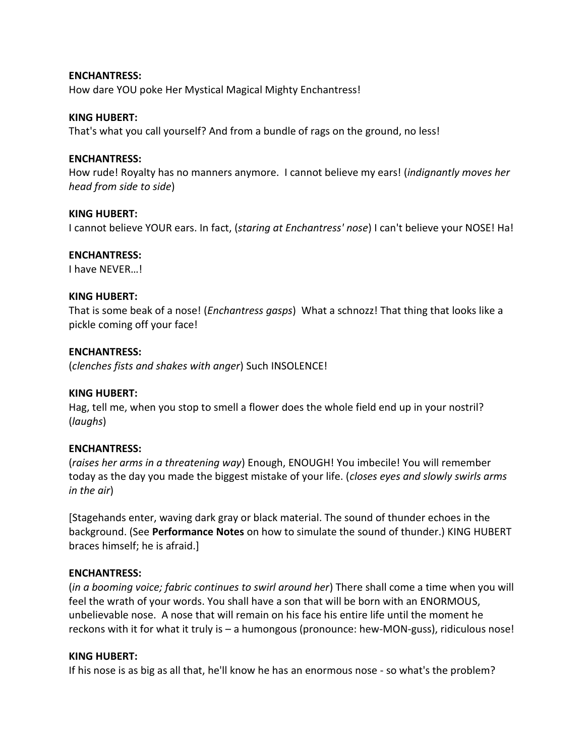**ENCHANTRESS:**
How dare YOU poke Her Mystical Magical Mighty Enchantress!

**KING HUBERT:**
That's what you call yourself? And from a bundle of rags on the ground, no less!

**ENCHANTRESS:**
How rude! Royalty has no manners anymore. I cannot believe my ears! (*indignantly moves her head from side to side*)

**KING HUBERT:**
I cannot believe YOUR ears. In fact, (*staring at Enchantress' nose*) I can't believe your NOSE! Ha!

**ENCHANTRESS:**
I have NEVER…!

**KING HUBERT:**
That is some beak of a nose! (*Enchantress gasps*) What a schnozz! That thing that looks like a pickle coming off your face!

**ENCHANTRESS:**
(*clenches fists and shakes with anger*) Such INSOLENCE!

**KING HUBERT:**
Hag, tell me, when you stop to smell a flower does the whole field end up in your nostril? (*laughs*)

**ENCHANTRESS:**
(*raises her arms in a threatening way*) Enough, ENOUGH! You imbecile! You will remember today as the day you made the biggest mistake of your life. (*closes eyes and slowly swirls arms in the air*)

[Stagehands enter, waving dark gray or black material. The sound of thunder echoes in the background. (See **Performance Notes** on how to simulate the sound of thunder.) KING HUBERT braces himself; he is afraid.]

**ENCHANTRESS:**
(*in a booming voice; fabric continues to swirl around her*) There shall come a time when you will feel the wrath of your words. You shall have a son that will be born with an ENORMOUS, unbelievable nose. A nose that will remain on his face his entire life until the moment he reckons with it for what it truly is – a humongous (pronounce: hew-MON-guss), ridiculous nose!

**KING HUBERT:**
If his nose is as big as all that, he'll know he has an enormous nose - so what's the problem?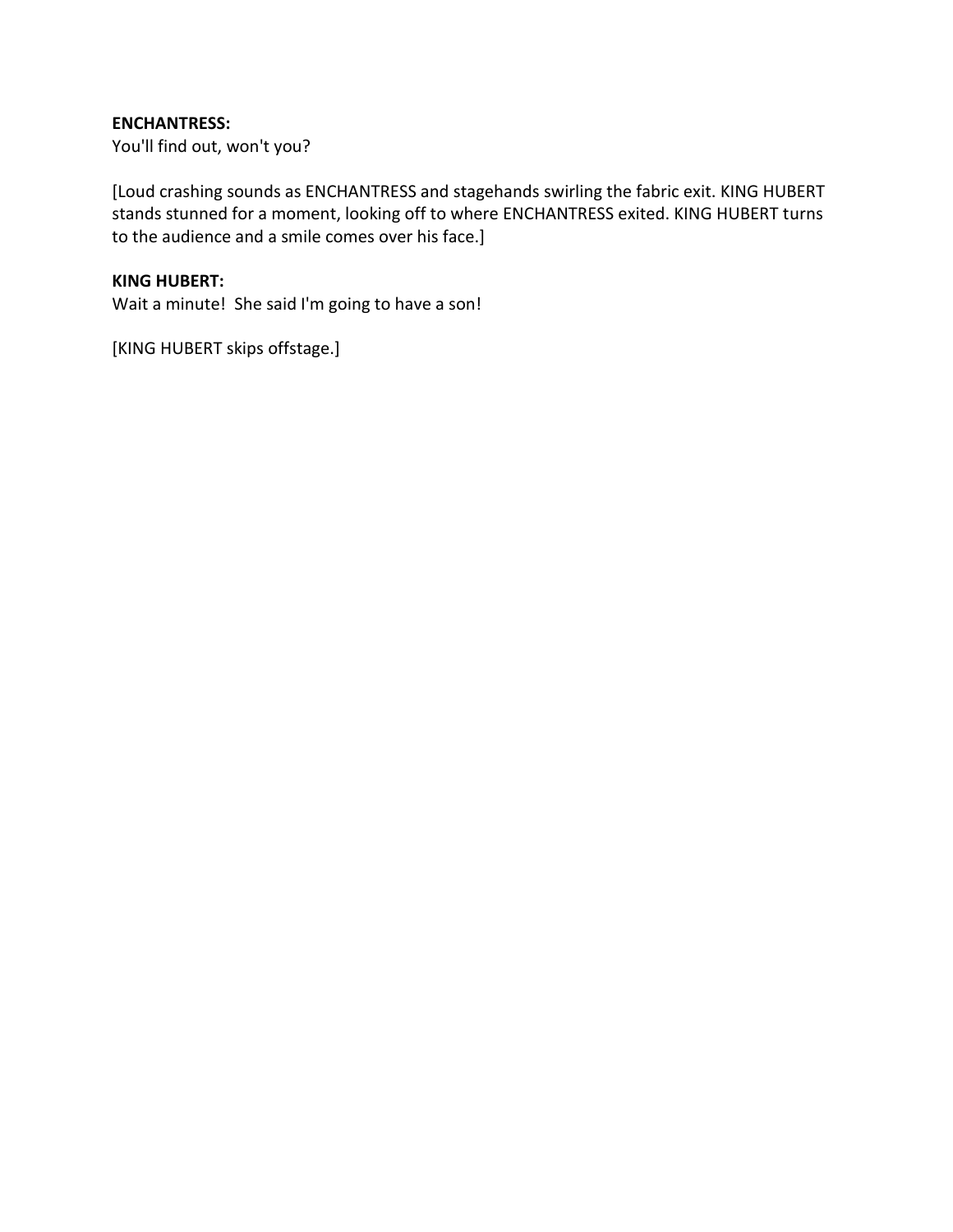**ENCHANTRESS:**
You'll find out, won't you?

[Loud crashing sounds as ENCHANTRESS and stagehands swirling the fabric exit. KING HUBERT stands stunned for a moment, looking off to where ENCHANTRESS exited. KING HUBERT turns to the audience and a smile comes over his face.]

**KING HUBERT:**
Wait a minute!  She said I'm going to have a son!

[KING HUBERT skips offstage.]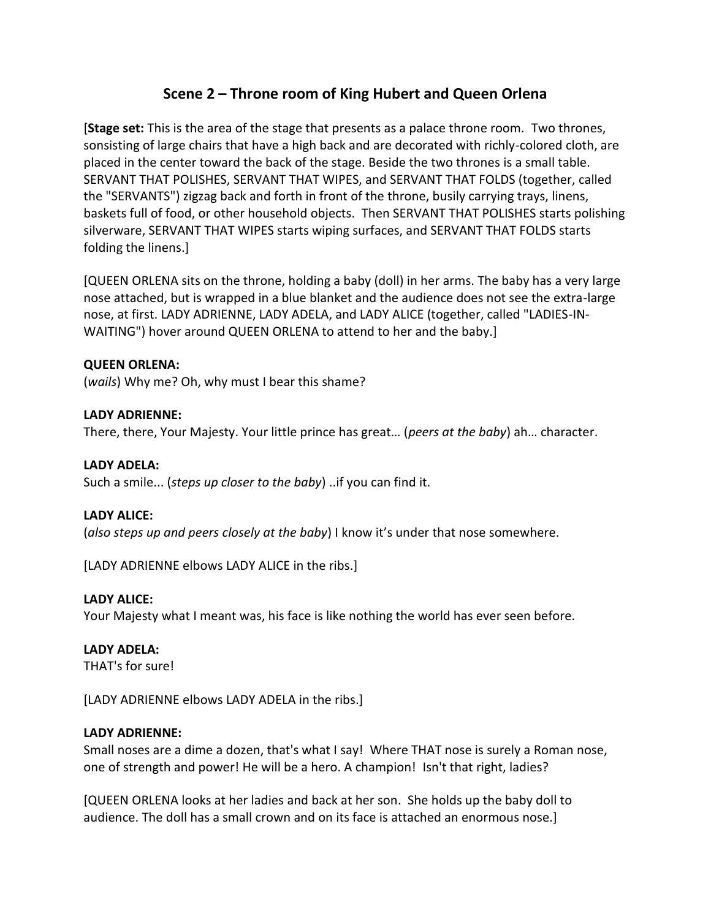## Scene 2 – Throne room of King Hubert and Queen Orlena

[**Stage set:** This is the area of the stage that presents as a palace throne room. Two thrones, sonsisting of large chairs that have a high back and are decorated with richly-colored cloth, are placed in the center toward the back of the stage. Beside the two thrones is a small table. SERVANT THAT POLISHES, SERVANT THAT WIPES, and SERVANT THAT FOLDS (together, called the "SERVANTS") zigzag back and forth in front of the throne, busily carrying trays, linens, baskets full of food, or other household objects. Then SERVANT THAT POLISHES starts polishing silverware, SERVANT THAT WIPES starts wiping surfaces, and SERVANT THAT FOLDS starts folding the linens.]

[QUEEN ORLENA sits on the throne, holding a baby (doll) in her arms. The baby has a very large nose attached, but is wrapped in a blue blanket and the audience does not see the extra-large nose, at first. LADY ADRIENNE, LADY ADELA, and LADY ALICE (together, called "LADIES-IN-WAITING") hover around QUEEN ORLENA to attend to her and the baby.]

**QUEEN ORLENA:**
(*wails*) Why me? Oh, why must I bear this shame?

**LADY ADRIENNE:**
There, there, Your Majesty. Your little prince has great… (*peers at the baby*) ah… character.

**LADY ADELA:**
Such a smile... (*steps up closer to the baby*) ..if you can find it.

**LADY ALICE:**
(*also steps up and peers closely at the baby*) I know it's under that nose somewhere.

[LADY ADRIENNE elbows LADY ALICE in the ribs.]

**LADY ALICE:**
Your Majesty what I meant was, his face is like nothing the world has ever seen before.

**LADY ADELA:**
THAT's for sure!

[LADY ADRIENNE elbows LADY ADELA in the ribs.]

**LADY ADRIENNE:**
Small noses are a dime a dozen, that's what I say! Where THAT nose is surely a Roman nose, one of strength and power! He will be a hero. A champion! Isn't that right, ladies?

[QUEEN ORLENA looks at her ladies and back at her son. She holds up the baby doll to audience. The doll has a small crown and on its face is attached an enormous nose.]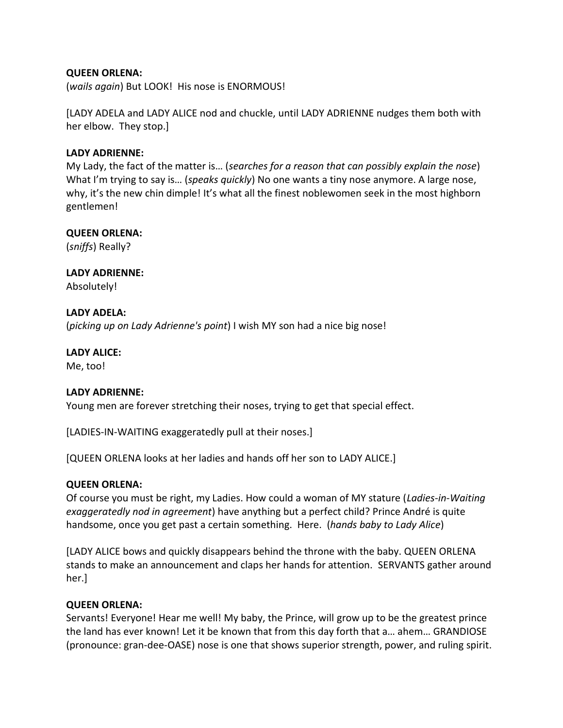**QUEEN ORLENA:**
(*wails again*) But LOOK! His nose is ENORMOUS!

[LADY ADELA and LADY ALICE nod and chuckle, until LADY ADRIENNE nudges them both with her elbow. They stop.]

**LADY ADRIENNE:**
My Lady, the fact of the matter is… (*searches for a reason that can possibly explain the nose*) What I'm trying to say is… (*speaks quickly*) No one wants a tiny nose anymore. A large nose, why, it's the new chin dimple! It's what all the finest noblewomen seek in the most highborn gentlemen!

**QUEEN ORLENA:**
(*sniffs*) Really?

**LADY ADRIENNE:**
Absolutely!

**LADY ADELA:**
(*picking up on Lady Adrienne's point*) I wish MY son had a nice big nose!

**LADY ALICE:**
Me, too!

**LADY ADRIENNE:**
Young men are forever stretching their noses, trying to get that special effect.

[LADIES-IN-WAITING exaggeratedly pull at their noses.]

[QUEEN ORLENA looks at her ladies and hands off her son to LADY ALICE.]

**QUEEN ORLENA:**
Of course you must be right, my Ladies. How could a woman of MY stature (*Ladies-in-Waiting exaggeratedly nod in agreement*) have anything but a perfect child? Prince André is quite handsome, once you get past a certain something. Here. (*hands baby to Lady Alice*)

[LADY ALICE bows and quickly disappears behind the throne with the baby. QUEEN ORLENA stands to make an announcement and claps her hands for attention. SERVANTS gather around her.]

**QUEEN ORLENA:**
Servants! Everyone! Hear me well! My baby, the Prince, will grow up to be the greatest prince the land has ever known! Let it be known that from this day forth that a… ahem… GRANDIOSE (pronounce: gran-dee-OASE) nose is one that shows superior strength, power, and ruling spirit.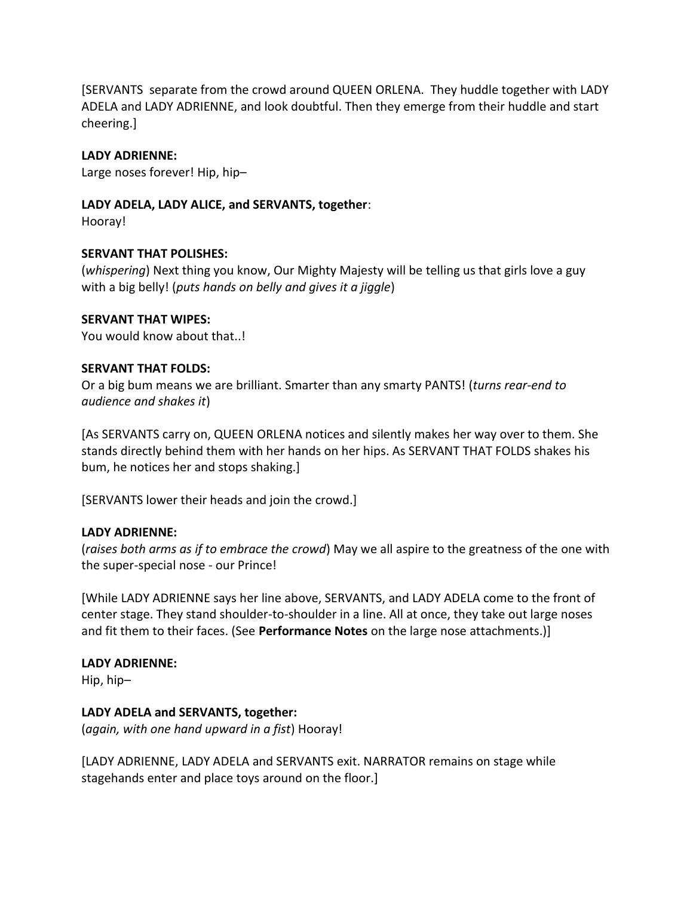[SERVANTS  separate from the crowd around QUEEN ORLENA.  They huddle together with LADY ADELA and LADY ADRIENNE, and look doubtful. Then they emerge from their huddle and start cheering.]

**LADY ADRIENNE:**
Large noses forever! Hip, hip–

**LADY ADELA, LADY ALICE, and SERVANTS, together**:
Hooray!

**SERVANT THAT POLISHES:**
(*whispering*) Next thing you know, Our Mighty Majesty will be telling us that girls love a guy with a big belly! (*puts hands on belly and gives it a jiggle*)

**SERVANT THAT WIPES:**
You would know about that..!

**SERVANT THAT FOLDS:**
Or a big bum means we are brilliant. Smarter than any smarty PANTS! (*turns rear-end to audience and shakes it*)

[As SERVANTS carry on, QUEEN ORLENA notices and silently makes her way over to them. She stands directly behind them with her hands on her hips. As SERVANT THAT FOLDS shakes his bum, he notices her and stops shaking.]

[SERVANTS lower their heads and join the crowd.]

**LADY ADRIENNE:**
(*raises both arms as if to embrace the crowd*) May we all aspire to the greatness of the one with the super-special nose - our Prince!

[While LADY ADRIENNE says her line above, SERVANTS, and LADY ADELA come to the front of center stage. They stand shoulder-to-shoulder in a line. All at once, they take out large noses and fit them to their faces. (See **Performance Notes** on the large nose attachments.)]

**LADY ADRIENNE:**
Hip, hip–

**LADY ADELA and SERVANTS, together:**
(*again, with one hand upward in a fist*) Hooray!

[LADY ADRIENNE, LADY ADELA and SERVANTS exit. NARRATOR remains on stage while stagehands enter and place toys around on the floor.]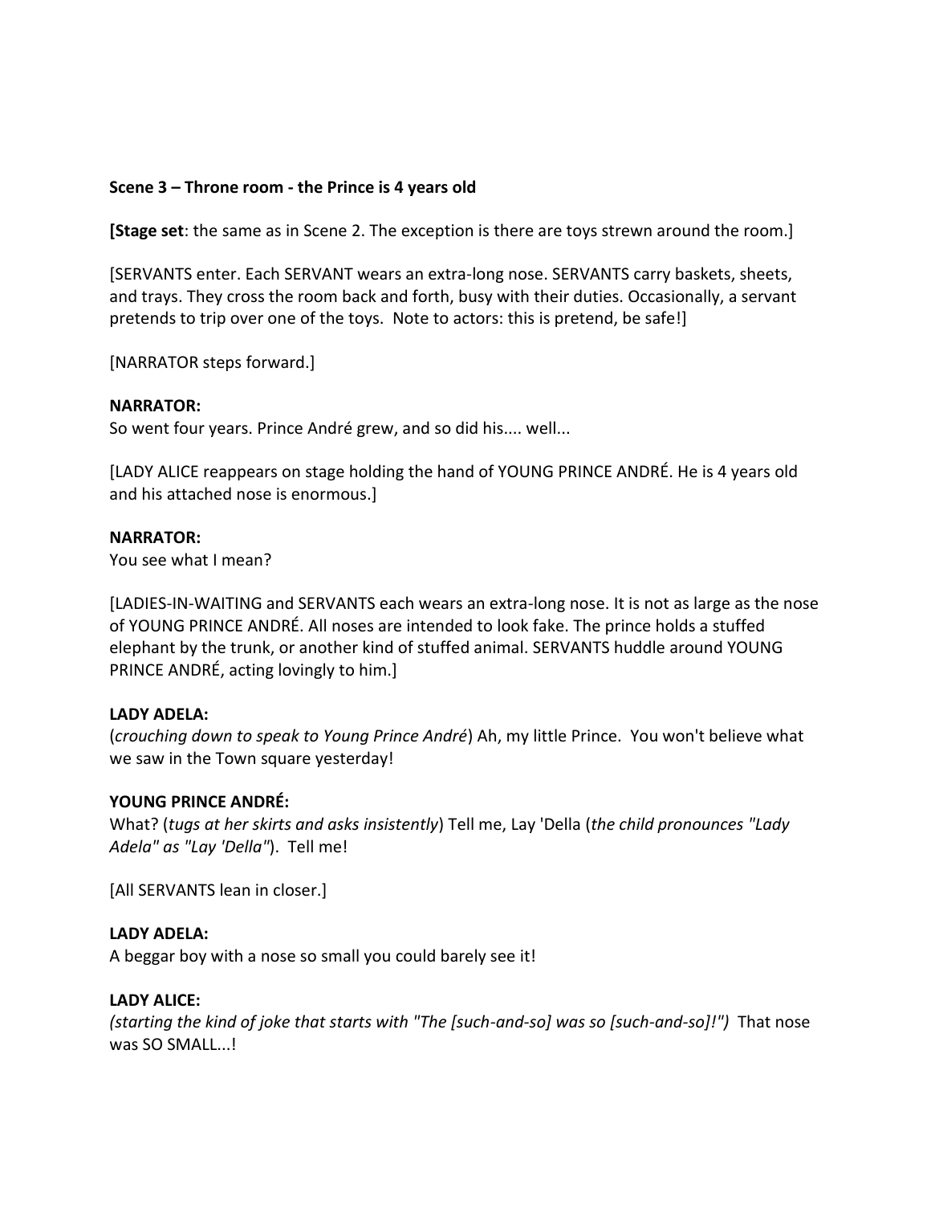**Scene 3 – Throne room - the Prince is 4 years old**

**[Stage set**: the same as in Scene 2. The exception is there are toys strewn around the room.]

[SERVANTS enter. Each SERVANT wears an extra-long nose. SERVANTS carry baskets, sheets, and trays. They cross the room back and forth, busy with their duties. Occasionally, a servant pretends to trip over one of the toys. Note to actors: this is pretend, be safe!]

[NARRATOR steps forward.]

**NARRATOR:**
So went four years. Prince André grew, and so did his.... well...

[LADY ALICE reappears on stage holding the hand of YOUNG PRINCE ANDRÉ. He is 4 years old and his attached nose is enormous.]

**NARRATOR:**
You see what I mean?

[LADIES-IN-WAITING and SERVANTS each wears an extra-long nose. It is not as large as the nose of YOUNG PRINCE ANDRÉ. All noses are intended to look fake. The prince holds a stuffed elephant by the trunk, or another kind of stuffed animal. SERVANTS huddle around YOUNG PRINCE ANDRÉ, acting lovingly to him.]

**LADY ADELA:**
(*crouching down to speak to Young Prince André*) Ah, my little Prince. You won't believe what we saw in the Town square yesterday!

**YOUNG PRINCE ANDRÉ:**
What? (*tugs at her skirts and asks insistently*) Tell me, Lay 'Della (*the child pronounces "Lady Adela" as "Lay 'Della"*). Tell me!

[All SERVANTS lean in closer.]

**LADY ADELA:**
A beggar boy with a nose so small you could barely see it!

**LADY ALICE:**
*(starting the kind of joke that starts with "The [such-and-so] was so [such-and-so]!")* That nose was SO SMALL...!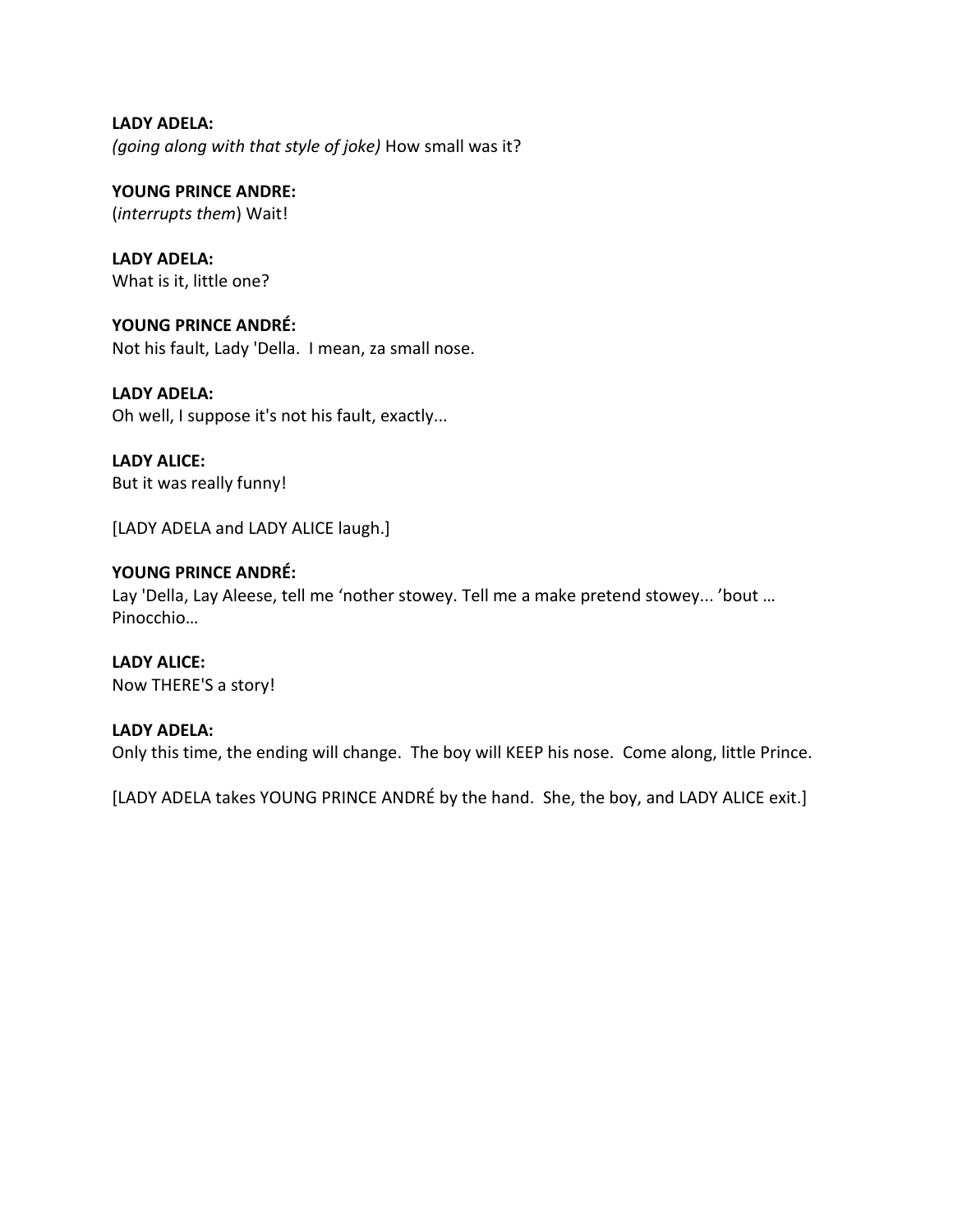**LADY ADELA:**
*(going along with that style of joke)* How small was it?

**YOUNG PRINCE ANDRE:**
(*interrupts them*) Wait!

**LADY ADELA:**
What is it, little one?

**YOUNG PRINCE ANDRÉ:**
Not his fault, Lady 'Della. I mean, za small nose.

**LADY ADELA:**
Oh well, I suppose it's not his fault, exactly...

**LADY ALICE:**
But it was really funny!

[LADY ADELA and LADY ALICE laugh.]

**YOUNG PRINCE ANDRÉ:**
Lay 'Della, Lay Aleese, tell me 'nother stowey. Tell me a make pretend stowey... 'bout … Pinocchio…

**LADY ALICE:**
Now THERE'S a story!

**LADY ADELA:**
Only this time, the ending will change. The boy will KEEP his nose. Come along, little Prince.

[LADY ADELA takes YOUNG PRINCE ANDRÉ by the hand. She, the boy, and LADY ALICE exit.]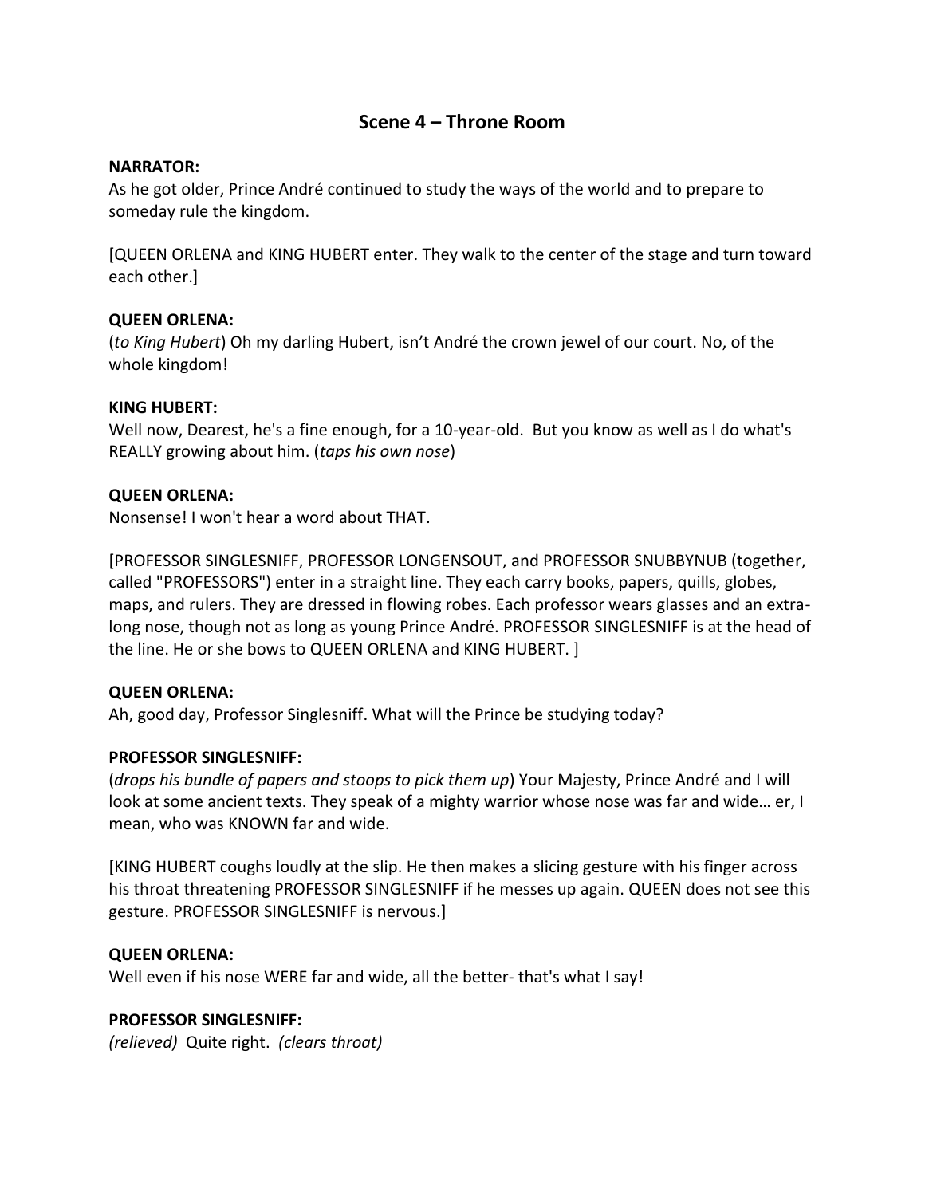## Scene 4 – Throne Room

**NARRATOR:**
As he got older, Prince André continued to study the ways of the world and to prepare to someday rule the kingdom.

[QUEEN ORLENA and KING HUBERT enter. They walk to the center of the stage and turn toward each other.]

**QUEEN ORLENA:**
(*to King Hubert*) Oh my darling Hubert, isn't André the crown jewel of our court. No, of the whole kingdom!

**KING HUBERT:**
Well now, Dearest, he's a fine enough, for a 10-year-old. But you know as well as I do what's REALLY growing about him. (*taps his own nose*)

**QUEEN ORLENA:**
Nonsense! I won't hear a word about THAT.

[PROFESSOR SINGLESNIFF, PROFESSOR LONGENSOUT, and PROFESSOR SNUBBYNUB (together, called "PROFESSORS") enter in a straight line. They each carry books, papers, quills, globes, maps, and rulers. They are dressed in flowing robes. Each professor wears glasses and an extra-long nose, though not as long as young Prince André. PROFESSOR SINGLESNIFF is at the head of the line. He or she bows to QUEEN ORLENA and KING HUBERT. ]

**QUEEN ORLENA:**
Ah, good day, Professor Singlesniff. What will the Prince be studying today?

**PROFESSOR SINGLESNIFF:**
(*drops his bundle of papers and stoops to pick them up*) Your Majesty, Prince André and I will look at some ancient texts. They speak of a mighty warrior whose nose was far and wide… er, I mean, who was KNOWN far and wide.

[KING HUBERT coughs loudly at the slip. He then makes a slicing gesture with his finger across his throat threatening PROFESSOR SINGLESNIFF if he messes up again. QUEEN does not see this gesture. PROFESSOR SINGLESNIFF is nervous.]

**QUEEN ORLENA:**
Well even if his nose WERE far and wide, all the better- that's what I say!

**PROFESSOR SINGLESNIFF:**
*(relieved)* Quite right. *(clears throat)*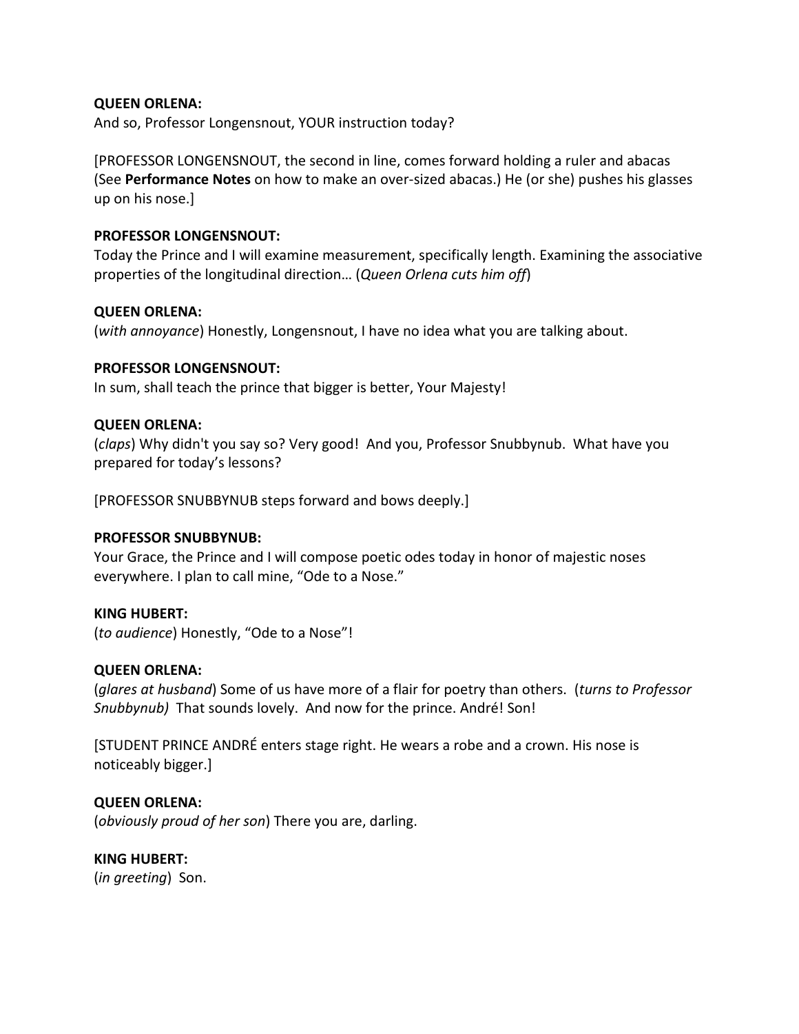**QUEEN ORLENA:**
And so, Professor Longensnout, YOUR instruction today?

[PROFESSOR LONGENSNOUT, the second in line, comes forward holding a ruler and abacas (See **Performance Notes** on how to make an over-sized abacas.) He (or she) pushes his glasses up on his nose.]

**PROFESSOR LONGENSNOUT:**
Today the Prince and I will examine measurement, specifically length. Examining the associative properties of the longitudinal direction… (*Queen Orlena cuts him off*)

**QUEEN ORLENA:**
(*with annoyance*) Honestly, Longensnout, I have no idea what you are talking about.

**PROFESSOR LONGENSNOUT:**
In sum, shall teach the prince that bigger is better, Your Majesty!

**QUEEN ORLENA:**
(*claps*) Why didn't you say so? Very good! And you, Professor Snubbynub. What have you prepared for today's lessons?

[PROFESSOR SNUBBYNUB steps forward and bows deeply.]

**PROFESSOR SNUBBYNUB:**
Your Grace, the Prince and I will compose poetic odes today in honor of majestic noses everywhere. I plan to call mine, "Ode to a Nose."

**KING HUBERT:**
(*to audience*) Honestly, "Ode to a Nose"!

**QUEEN ORLENA:**
(*glares at husband*) Some of us have more of a flair for poetry than others. (*turns to Professor Snubbynub)* That sounds lovely. And now for the prince. André! Son!

[STUDENT PRINCE ANDRÉ enters stage right. He wears a robe and a crown. His nose is noticeably bigger.]

**QUEEN ORLENA:**
(*obviously proud of her son*) There you are, darling.

**KING HUBERT:**
(*in greeting*) Son.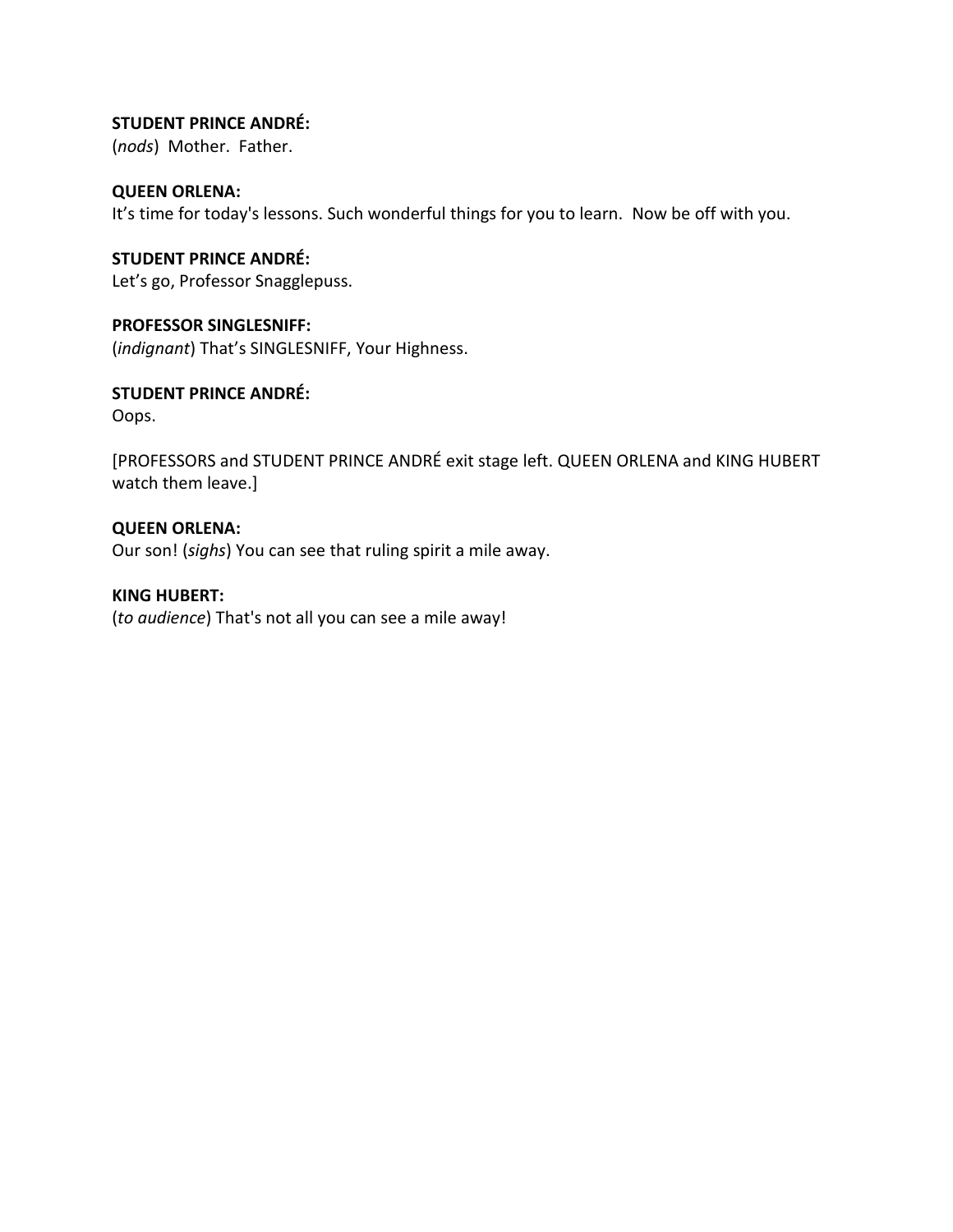**STUDENT PRINCE ANDRÉ:**
(*nods*) Mother. Father.

**QUEEN ORLENA:**
It's time for today's lessons. Such wonderful things for you to learn. Now be off with you.

**STUDENT PRINCE ANDRÉ:**
Let's go, Professor Snagglepuss.

**PROFESSOR SINGLESNIFF:**
(*indignant*) That's SINGLESNIFF, Your Highness.

**STUDENT PRINCE ANDRÉ:**
Oops.

[PROFESSORS and STUDENT PRINCE ANDRÉ exit stage left. QUEEN ORLENA and KING HUBERT watch them leave.]

**QUEEN ORLENA:**
Our son! (*sighs*) You can see that ruling spirit a mile away.

**KING HUBERT:**
(*to audience*) That's not all you can see a mile away!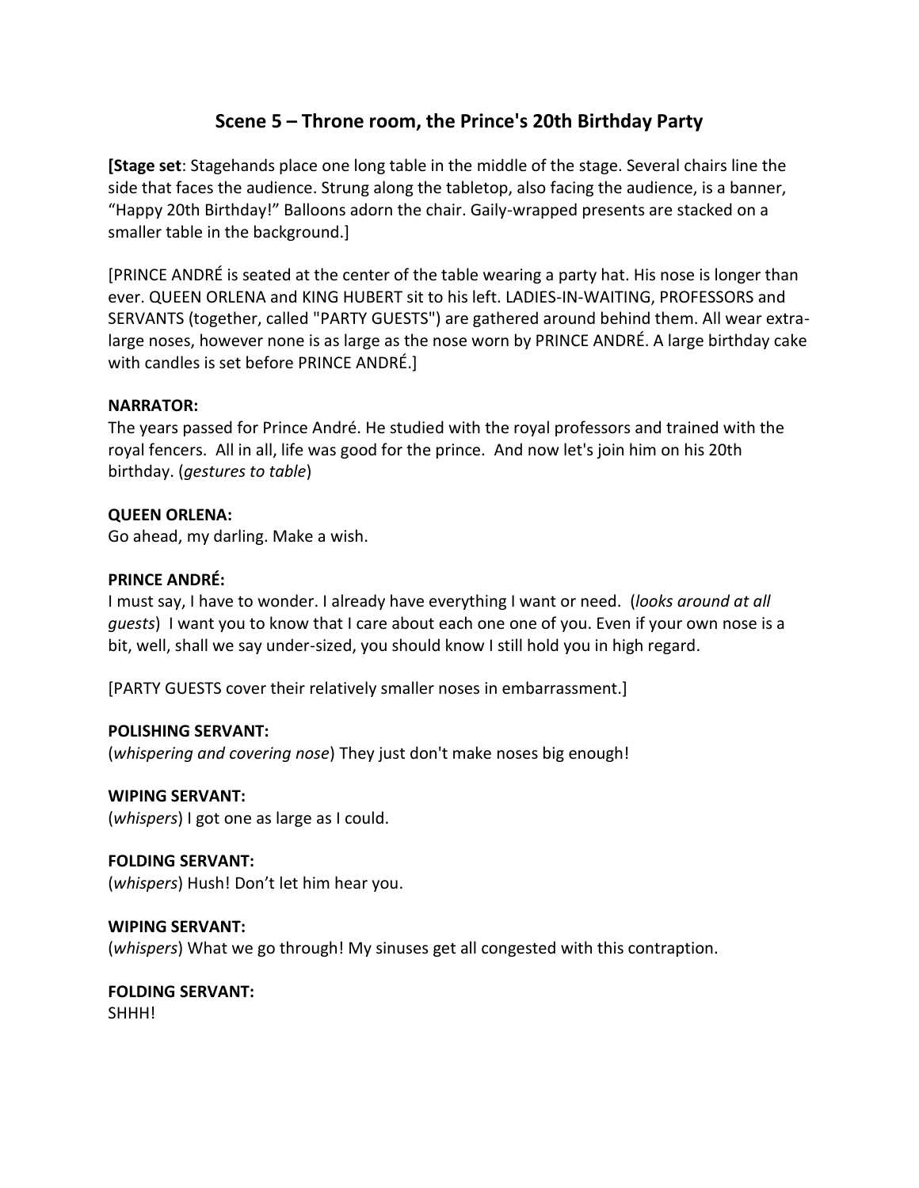## Scene 5 – Throne room, the Prince's 20th Birthday Party

**[Stage set**: Stagehands place one long table in the middle of the stage. Several chairs line the side that faces the audience. Strung along the tabletop, also facing the audience, is a banner, "Happy 20th Birthday!" Balloons adorn the chair. Gaily-wrapped presents are stacked on a smaller table in the background.]

[PRINCE ANDRÉ is seated at the center of the table wearing a party hat. His nose is longer than ever. QUEEN ORLENA and KING HUBERT sit to his left. LADIES-IN-WAITING, PROFESSORS and SERVANTS (together, called "PARTY GUESTS") are gathered around behind them. All wear extra-large noses, however none is as large as the nose worn by PRINCE ANDRÉ. A large birthday cake with candles is set before PRINCE ANDRÉ.]

**NARRATOR:**
The years passed for Prince André. He studied with the royal professors and trained with the royal fencers. All in all, life was good for the prince. And now let's join him on his 20th birthday. (*gestures to table*)

**QUEEN ORLENA:**
Go ahead, my darling. Make a wish.

**PRINCE ANDRÉ:**
I must say, I have to wonder. I already have everything I want or need. (*looks around at all guests*) I want you to know that I care about each one one of you. Even if your own nose is a bit, well, shall we say under-sized, you should know I still hold you in high regard.

[PARTY GUESTS cover their relatively smaller noses in embarrassment.]

**POLISHING SERVANT:**
(*whispering and covering nose*) They just don't make noses big enough!

**WIPING SERVANT:**
(*whispers*) I got one as large as I could.

**FOLDING SERVANT:**
(*whispers*) Hush! Don't let him hear you.

**WIPING SERVANT:**
(*whispers*) What we go through! My sinuses get all congested with this contraption.

**FOLDING SERVANT:**
SHHH!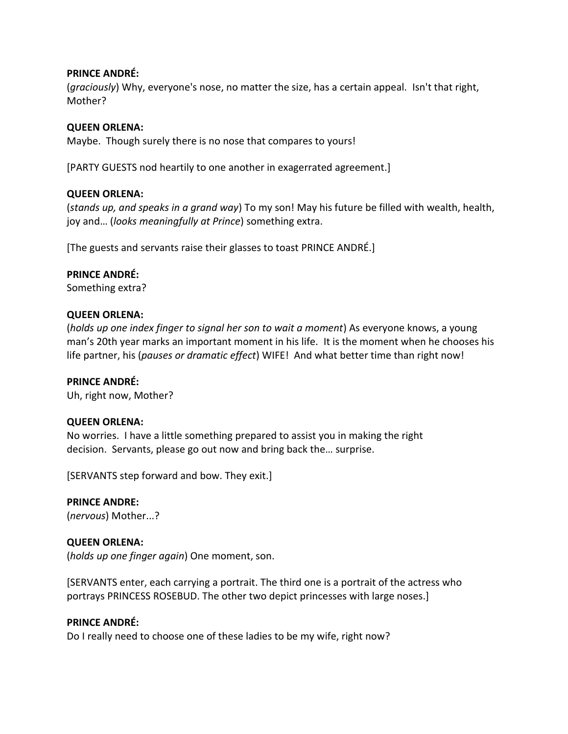**PRINCE ANDRÉ:**
(*graciously*) Why, everyone's nose, no matter the size, has a certain appeal. Isn't that right, Mother?

**QUEEN ORLENA:**
Maybe. Though surely there is no nose that compares to yours!

[PARTY GUESTS nod heartily to one another in exagerrated agreement.]

**QUEEN ORLENA:**
(*stands up, and speaks in a grand way*) To my son! May his future be filled with wealth, health, joy and… (*looks meaningfully at Prince*) something extra.

[The guests and servants raise their glasses to toast PRINCE ANDRÉ.]

**PRINCE ANDRÉ:**
Something extra?

**QUEEN ORLENA:**
(*holds up one index finger to signal her son to wait a moment*) As everyone knows, a young man's 20th year marks an important moment in his life. It is the moment when he chooses his life partner, his (*pauses or dramatic effect*) WIFE! And what better time than right now!

**PRINCE ANDRÉ:**
Uh, right now, Mother?

**QUEEN ORLENA:**
No worries. I have a little something prepared to assist you in making the right decision. Servants, please go out now and bring back the… surprise.

[SERVANTS step forward and bow. They exit.]

**PRINCE ANDRE:**
(*nervous*) Mother...?

**QUEEN ORLENA:**
(*holds up one finger again*) One moment, son.

[SERVANTS enter, each carrying a portrait. The third one is a portrait of the actress who portrays PRINCESS ROSEBUD. The other two depict princesses with large noses.]

**PRINCE ANDRÉ:**
Do I really need to choose one of these ladies to be my wife, right now?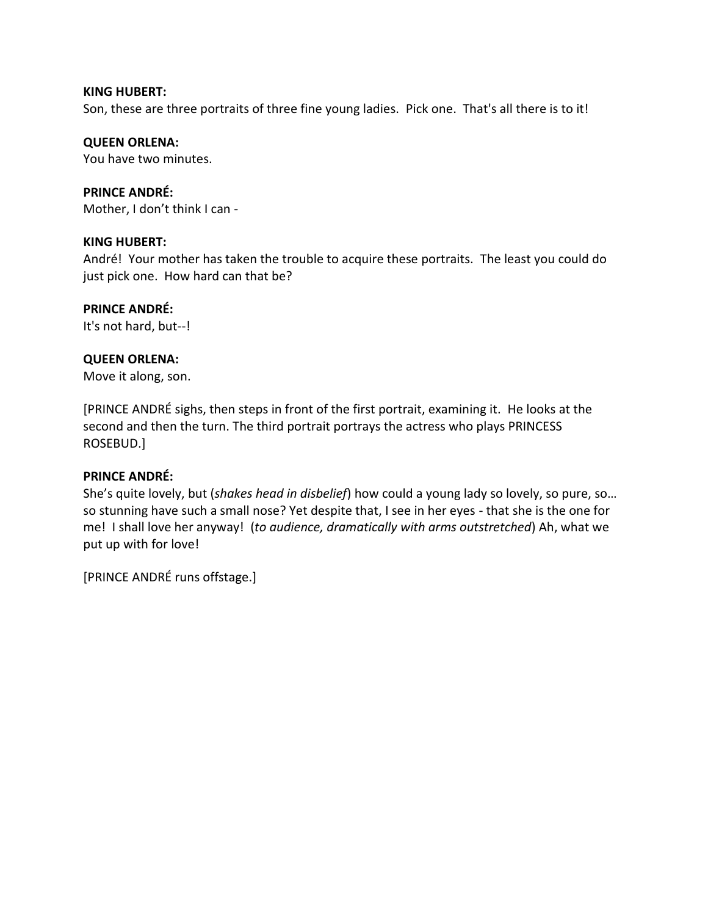**KING HUBERT:**
Son, these are three portraits of three fine young ladies. Pick one. That's all there is to it!

**QUEEN ORLENA:**
You have two minutes.

**PRINCE ANDRÉ:**
Mother, I don't think I can -

**KING HUBERT:**
André! Your mother has taken the trouble to acquire these portraits. The least you could do just pick one. How hard can that be?

**PRINCE ANDRÉ:**
It's not hard, but--!

**QUEEN ORLENA:**
Move it along, son.

[PRINCE ANDRÉ sighs, then steps in front of the first portrait, examining it. He looks at the second and then the turn. The third portrait portrays the actress who plays PRINCESS ROSEBUD.]

**PRINCE ANDRÉ:**
She's quite lovely, but (*shakes head in disbelief*) how could a young lady so lovely, so pure, so… so stunning have such a small nose? Yet despite that, I see in her eyes - that she is the one for me! I shall love her anyway! (*to audience, dramatically with arms outstretched*) Ah, what we put up with for love!

[PRINCE ANDRÉ runs offstage.]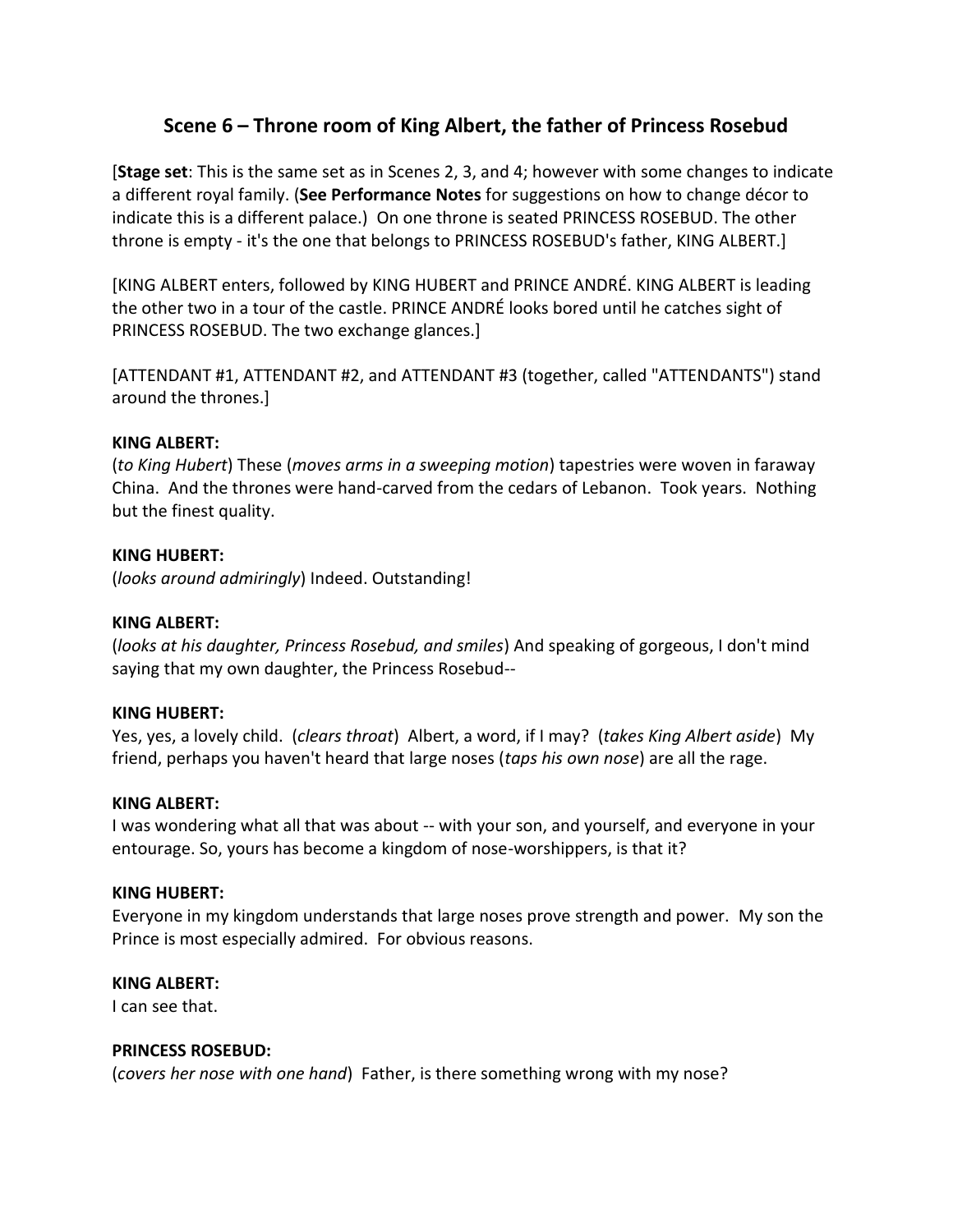## Scene 6 – Throne room of King Albert, the father of Princess Rosebud

[**Stage set**: This is the same set as in Scenes 2, 3, and 4; however with some changes to indicate a different royal family. (**See Performance Notes** for suggestions on how to change décor to indicate this is a different palace.) On one throne is seated PRINCESS ROSEBUD. The other throne is empty - it's the one that belongs to PRINCESS ROSEBUD's father, KING ALBERT.]

[KING ALBERT enters, followed by KING HUBERT and PRINCE ANDRÉ. KING ALBERT is leading the other two in a tour of the castle. PRINCE ANDRÉ looks bored until he catches sight of PRINCESS ROSEBUD. The two exchange glances.]

[ATTENDANT #1, ATTENDANT #2, and ATTENDANT #3 (together, called "ATTENDANTS") stand around the thrones.]

**KING ALBERT:**
(*to King Hubert*) These (*moves arms in a sweeping motion*) tapestries were woven in faraway China. And the thrones were hand-carved from the cedars of Lebanon. Took years. Nothing but the finest quality.

**KING HUBERT:**
(*looks around admiringly*) Indeed. Outstanding!

**KING ALBERT:**
(*looks at his daughter, Princess Rosebud, and smiles*) And speaking of gorgeous, I don't mind saying that my own daughter, the Princess Rosebud--

**KING HUBERT:**
Yes, yes, a lovely child. (*clears throat*) Albert, a word, if I may? (*takes King Albert aside*) My friend, perhaps you haven't heard that large noses (*taps his own nose*) are all the rage.

**KING ALBERT:**
I was wondering what all that was about -- with your son, and yourself, and everyone in your entourage. So, yours has become a kingdom of nose-worshippers, is that it?

**KING HUBERT:**
Everyone in my kingdom understands that large noses prove strength and power. My son the Prince is most especially admired. For obvious reasons.

**KING ALBERT:**
I can see that.

**PRINCESS ROSEBUD:**
(*covers her nose with one hand*) Father, is there something wrong with my nose?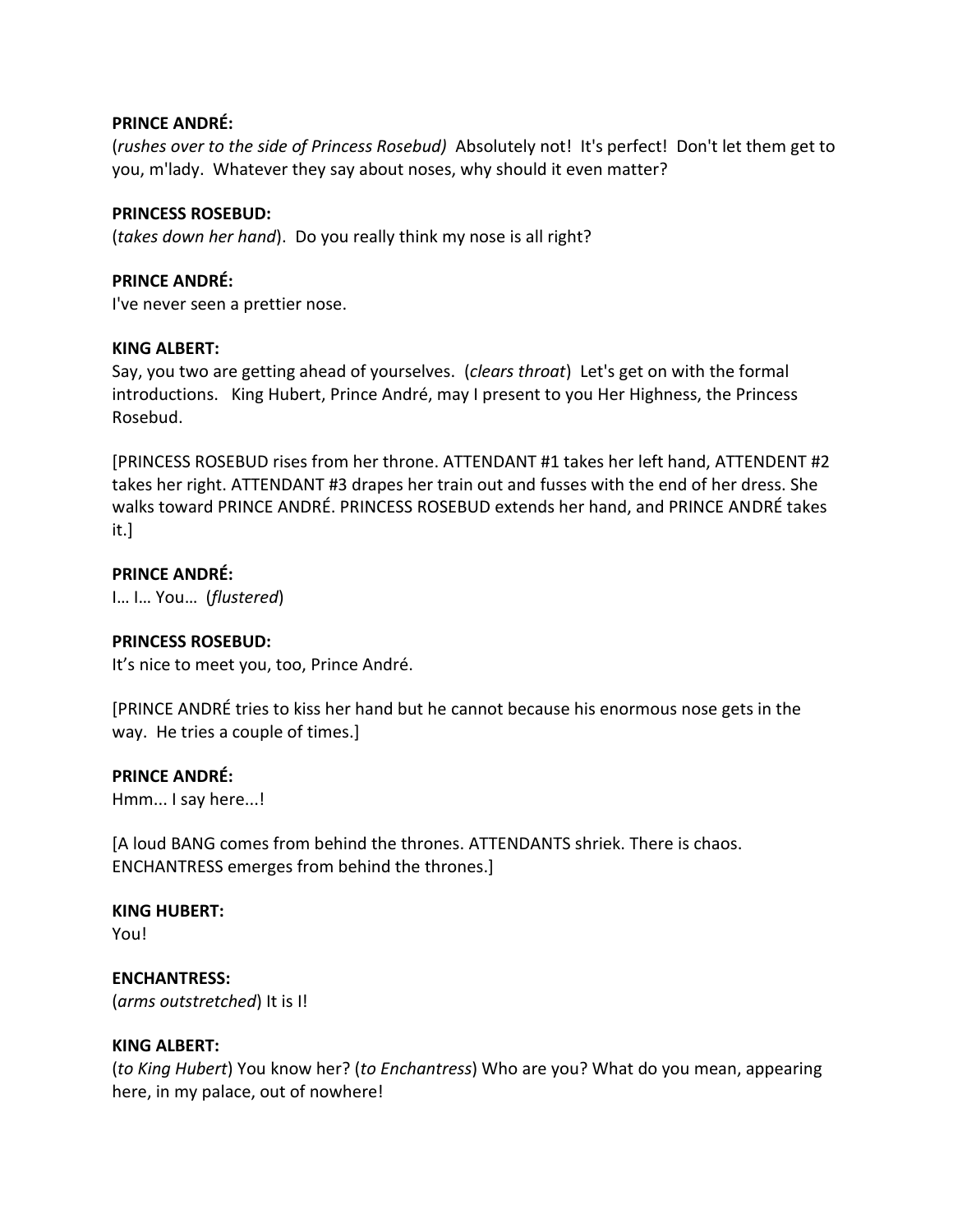**PRINCE ANDRÉ:**
(*rushes over to the side of Princess Rosebud)* Absolutely not! It's perfect! Don't let them get to you, m'lady. Whatever they say about noses, why should it even matter?

**PRINCESS ROSEBUD:**
(*takes down her hand*). Do you really think my nose is all right?

**PRINCE ANDRÉ:**
I've never seen a prettier nose.

**KING ALBERT:**
Say, you two are getting ahead of yourselves. (*clears throat*) Let's get on with the formal introductions. King Hubert, Prince André, may I present to you Her Highness, the Princess Rosebud.

[PRINCESS ROSEBUD rises from her throne. ATTENDANT #1 takes her left hand, ATTENDENT #2 takes her right. ATTENDANT #3 drapes her train out and fusses with the end of her dress. She walks toward PRINCE ANDRÉ. PRINCESS ROSEBUD extends her hand, and PRINCE ANDRÉ takes it.]

**PRINCE ANDRÉ:**
I… I… You… (*flustered*)

**PRINCESS ROSEBUD:**
It's nice to meet you, too, Prince André.

[PRINCE ANDRÉ tries to kiss her hand but he cannot because his enormous nose gets in the way. He tries a couple of times.]

**PRINCE ANDRÉ:**
Hmm... I say here...!

[A loud BANG comes from behind the thrones. ATTENDANTS shriek. There is chaos. ENCHANTRESS emerges from behind the thrones.]

**KING HUBERT:**
You!

**ENCHANTRESS:**
(*arms outstretched*) It is I!

**KING ALBERT:**
(*to King Hubert*) You know her? (*to Enchantress*) Who are you? What do you mean, appearing here, in my palace, out of nowhere!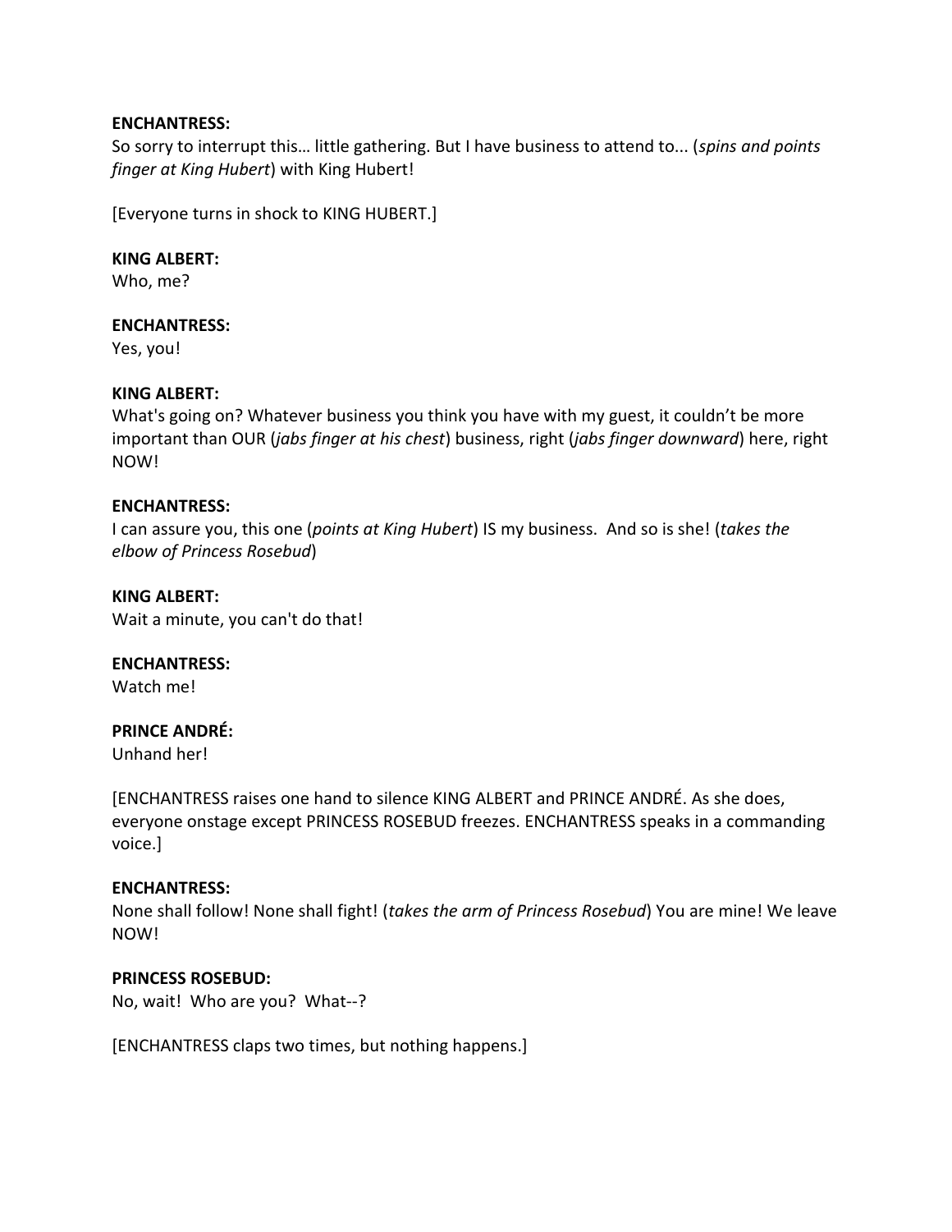**ENCHANTRESS:**
So sorry to interrupt this… little gathering. But I have business to attend to... (*spins and points finger at King Hubert*) with King Hubert!

[Everyone turns in shock to KING HUBERT.]

**KING ALBERT:**
Who, me?

**ENCHANTRESS:**
Yes, you!

**KING ALBERT:**
What's going on? Whatever business you think you have with my guest, it couldn't be more important than OUR (*jabs finger at his chest*) business, right (*jabs finger downward*) here, right NOW!

**ENCHANTRESS:**
I can assure you, this one (*points at King Hubert*) IS my business. And so is she! (*takes the elbow of Princess Rosebud*)

**KING ALBERT:**
Wait a minute, you can't do that!

**ENCHANTRESS:**
Watch me!

**PRINCE ANDRÉ:**
Unhand her!

[ENCHANTRESS raises one hand to silence KING ALBERT and PRINCE ANDRÉ. As she does, everyone onstage except PRINCESS ROSEBUD freezes. ENCHANTRESS speaks in a commanding voice.]

**ENCHANTRESS:**
None shall follow! None shall fight! (*takes the arm of Princess Rosebud*) You are mine! We leave NOW!

**PRINCESS ROSEBUD:**
No, wait! Who are you? What--?

[ENCHANTRESS claps two times, but nothing happens.]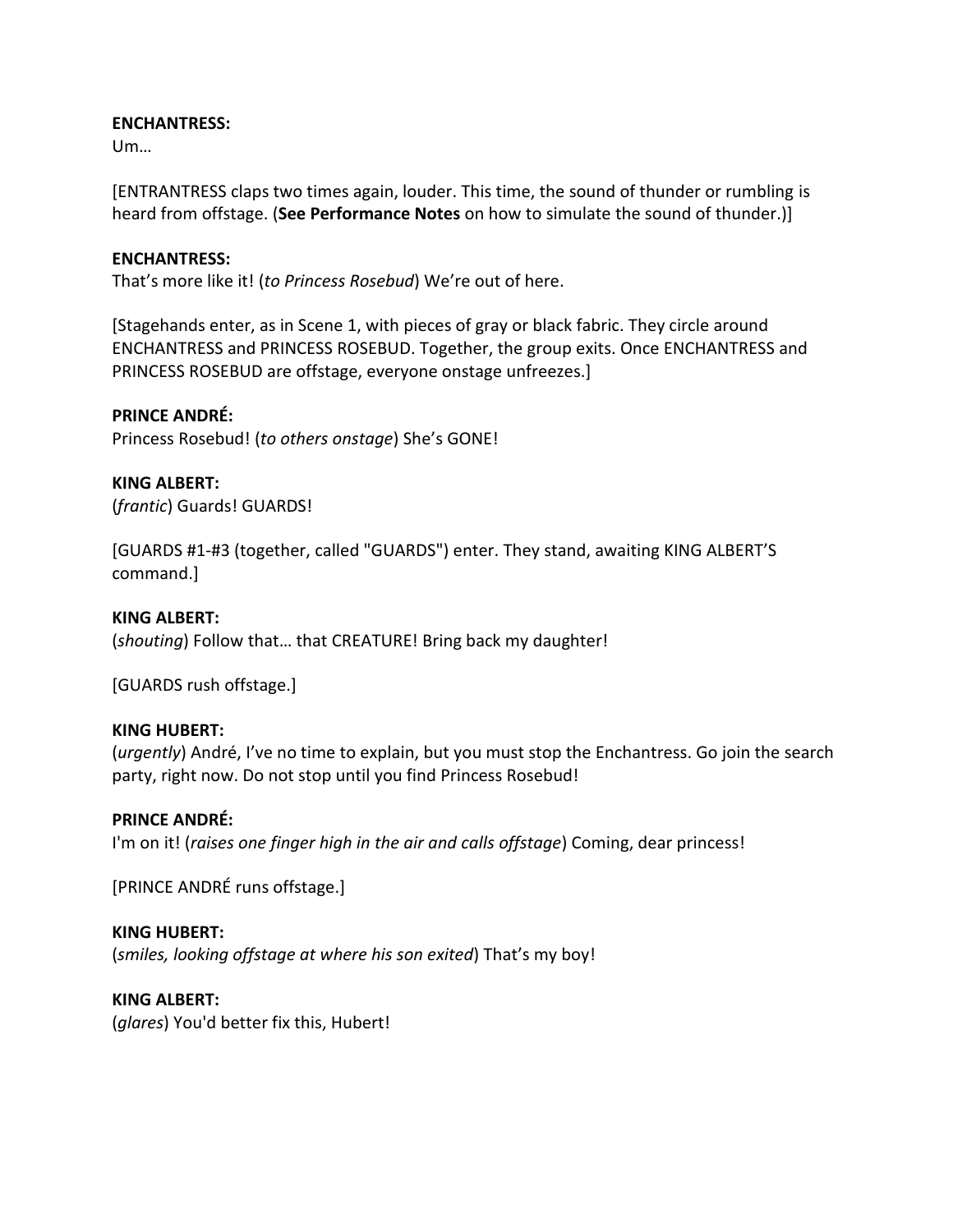**ENCHANTRESS:**
Um…

[ENTRANTRESS claps two times again, louder. This time, the sound of thunder or rumbling is heard from offstage. (**See Performance Notes** on how to simulate the sound of thunder.)]

**ENCHANTRESS:**
That's more like it! (*to Princess Rosebud*) We're out of here.

[Stagehands enter, as in Scene 1, with pieces of gray or black fabric. They circle around ENCHANTRESS and PRINCESS ROSEBUD. Together, the group exits. Once ENCHANTRESS and PRINCESS ROSEBUD are offstage, everyone onstage unfreezes.]

**PRINCE ANDRÉ:**
Princess Rosebud! (*to others onstage*) She's GONE!

**KING ALBERT:**
(*frantic*) Guards! GUARDS!

[GUARDS #1-#3 (together, called "GUARDS") enter. They stand, awaiting KING ALBERT'S command.]

**KING ALBERT:**
(*shouting*) Follow that… that CREATURE! Bring back my daughter!

[GUARDS rush offstage.]

**KING HUBERT:**
(*urgently*) André, I've no time to explain, but you must stop the Enchantress. Go join the search party, right now. Do not stop until you find Princess Rosebud!

**PRINCE ANDRÉ:**
I'm on it! (*raises one finger high in the air and calls offstage*) Coming, dear princess!

[PRINCE ANDRÉ runs offstage.]

**KING HUBERT:**
(*smiles, looking offstage at where his son exited*) That's my boy!

**KING ALBERT:**
(*glares*) You'd better fix this, Hubert!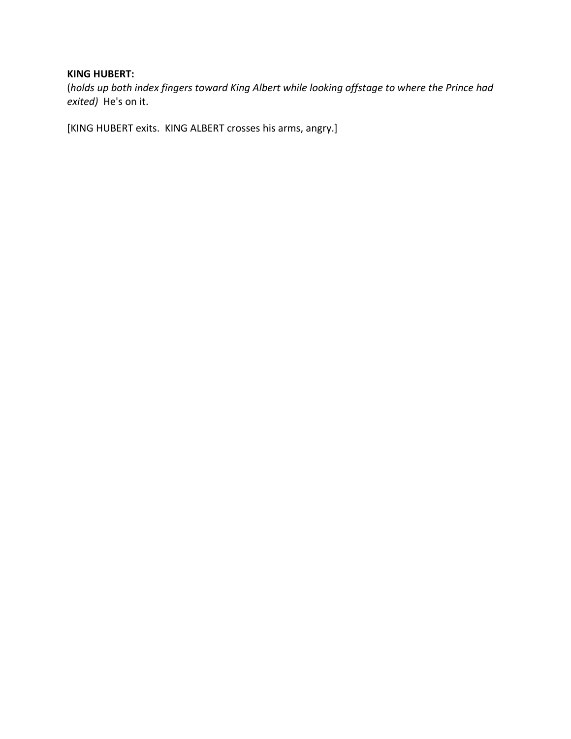**KING HUBERT:**
(*holds up both index fingers toward King Albert while looking offstage to where the Prince had exited)* He's on it.

[KING HUBERT exits. KING ALBERT crosses his arms, angry.]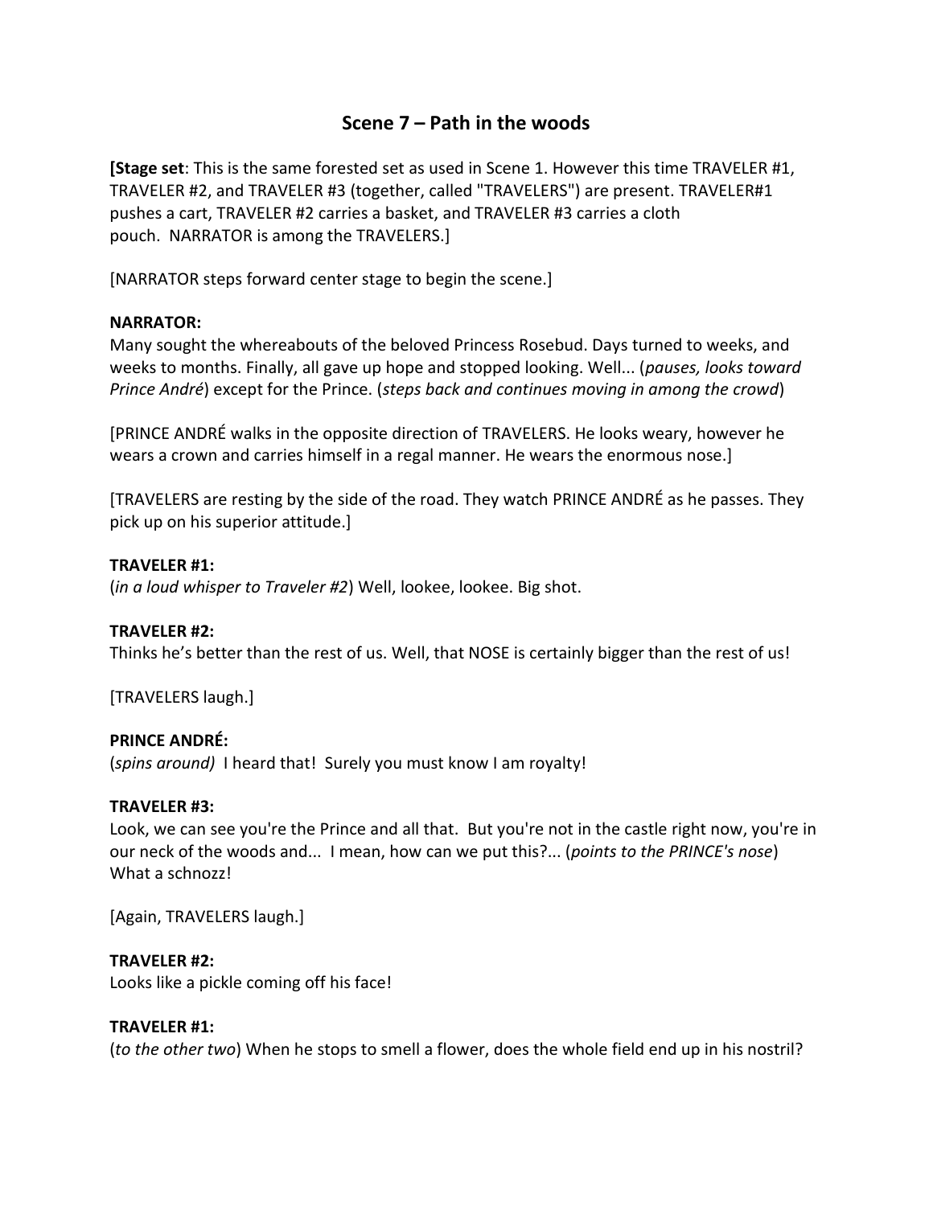## Scene 7 – Path in the woods

**[Stage set**: This is the same forested set as used in Scene 1. However this time TRAVELER #1, TRAVELER #2, and TRAVELER #3 (together, called "TRAVELERS") are present. TRAVELER#1 pushes a cart, TRAVELER #2 carries a basket, and TRAVELER #3 carries a cloth pouch. NARRATOR is among the TRAVELERS.]

[NARRATOR steps forward center stage to begin the scene.]

**NARRATOR:**
Many sought the whereabouts of the beloved Princess Rosebud. Days turned to weeks, and weeks to months. Finally, all gave up hope and stopped looking. Well... (*pauses, looks toward Prince André*) except for the Prince. (*steps back and continues moving in among the crowd*)

[PRINCE ANDRÉ walks in the opposite direction of TRAVELERS. He looks weary, however he wears a crown and carries himself in a regal manner. He wears the enormous nose.]

[TRAVELERS are resting by the side of the road. They watch PRINCE ANDRÉ as he passes. They pick up on his superior attitude.]

**TRAVELER #1:**
(*in a loud whisper to Traveler #2*) Well, lookee, lookee. Big shot.

**TRAVELER #2:**
Thinks he's better than the rest of us. Well, that NOSE is certainly bigger than the rest of us!

[TRAVELERS laugh.]

**PRINCE ANDRÉ:**
(*spins around*) I heard that! Surely you must know I am royalty!

**TRAVELER #3:**
Look, we can see you're the Prince and all that. But you're not in the castle right now, you're in our neck of the woods and... I mean, how can we put this?... (*points to the PRINCE's nose*) What a schnozz!

[Again, TRAVELERS laugh.]

**TRAVELER #2:**
Looks like a pickle coming off his face!

**TRAVELER #1:**
(*to the other two*) When he stops to smell a flower, does the whole field end up in his nostril?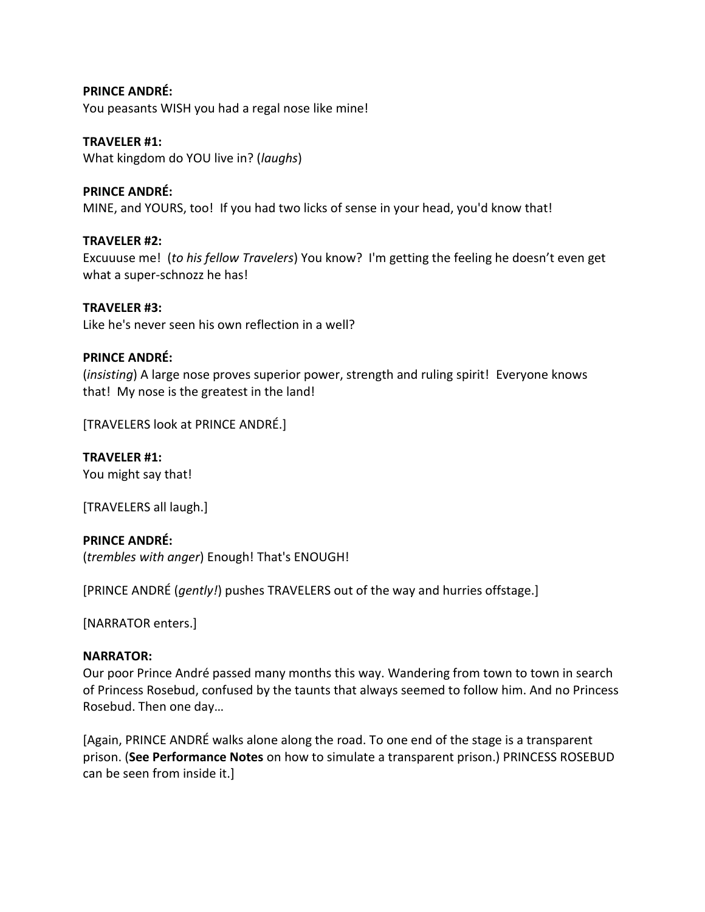**PRINCE ANDRÉ:**
You peasants WISH you had a regal nose like mine!

**TRAVELER #1:**
What kingdom do YOU live in? (*laughs*)

**PRINCE ANDRÉ:**
MINE, and YOURS, too! If you had two licks of sense in your head, you'd know that!

**TRAVELER #2:**
Excuuuse me! (*to his fellow Travelers*) You know? I'm getting the feeling he doesn't even get what a super-schnozz he has!

**TRAVELER #3:**
Like he's never seen his own reflection in a well?

**PRINCE ANDRÉ:**
(*insisting*) A large nose proves superior power, strength and ruling spirit! Everyone knows that! My nose is the greatest in the land!

[TRAVELERS look at PRINCE ANDRÉ.]

**TRAVELER #1:**
You might say that!

[TRAVELERS all laugh.]

**PRINCE ANDRÉ:**
(*trembles with anger*) Enough! That's ENOUGH!

[PRINCE ANDRÉ (*gently!*) pushes TRAVELERS out of the way and hurries offstage.]

[NARRATOR enters.]

**NARRATOR:**
Our poor Prince André passed many months this way. Wandering from town to town in search of Princess Rosebud, confused by the taunts that always seemed to follow him. And no Princess Rosebud. Then one day…

[Again, PRINCE ANDRÉ walks alone along the road. To one end of the stage is a transparent prison. (**See Performance Notes** on how to simulate a transparent prison.) PRINCESS ROSEBUD can be seen from inside it.]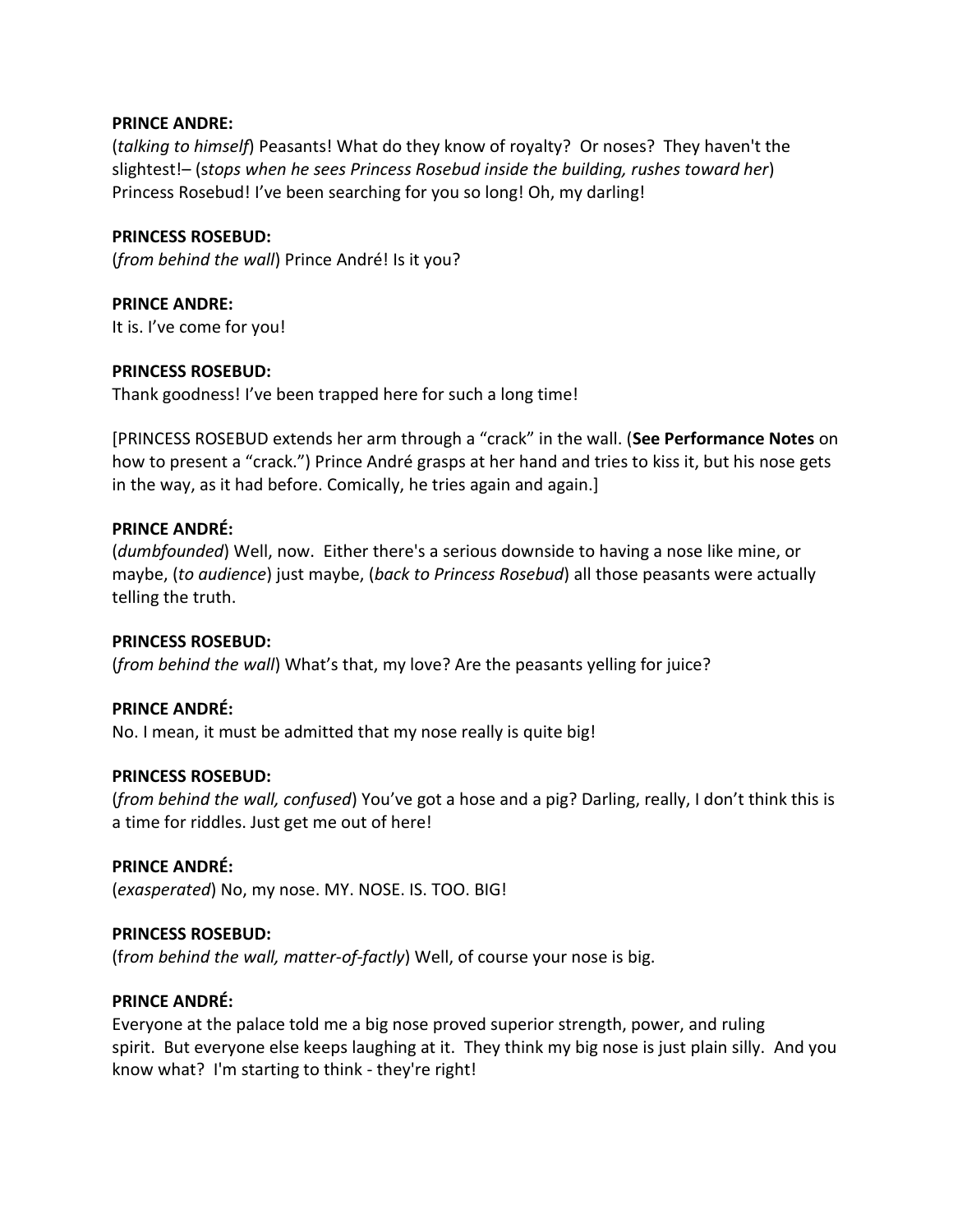**PRINCE ANDRE:**
(*talking to himself*) Peasants! What do they know of royalty? Or noses? They haven't the slightest!– (s*tops when he sees Princess Rosebud inside the building, rushes toward her*) Princess Rosebud! I've been searching for you so long! Oh, my darling!

**PRINCESS ROSEBUD:**
(*from behind the wall*) Prince André! Is it you?

**PRINCE ANDRE:**
It is. I've come for you!

**PRINCESS ROSEBUD:**
Thank goodness! I've been trapped here for such a long time!

[PRINCESS ROSEBUD extends her arm through a "crack" in the wall. (**See Performance Notes** on how to present a "crack.") Prince André grasps at her hand and tries to kiss it, but his nose gets in the way, as it had before. Comically, he tries again and again.]

**PRINCE ANDRÉ:**
(*dumbfounded*) Well, now. Either there's a serious downside to having a nose like mine, or maybe, (*to audience*) just maybe, (*back to Princess Rosebud*) all those peasants were actually telling the truth.

**PRINCESS ROSEBUD:**
(*from behind the wall*) What's that, my love? Are the peasants yelling for juice?

**PRINCE ANDRÉ:**
No. I mean, it must be admitted that my nose really is quite big!

**PRINCESS ROSEBUD:**
(*from behind the wall, confused*) You've got a hose and a pig? Darling, really, I don't think this is a time for riddles. Just get me out of here!

**PRINCE ANDRÉ:**
(*exasperated*) No, my nose. MY. NOSE. IS. TOO. BIG!

**PRINCESS ROSEBUD:**
(f*rom behind the wall, matter-of-factly*) Well, of course your nose is big.

**PRINCE ANDRÉ:**
Everyone at the palace told me a big nose proved superior strength, power, and ruling spirit. But everyone else keeps laughing at it. They think my big nose is just plain silly. And you know what? I'm starting to think - they're right!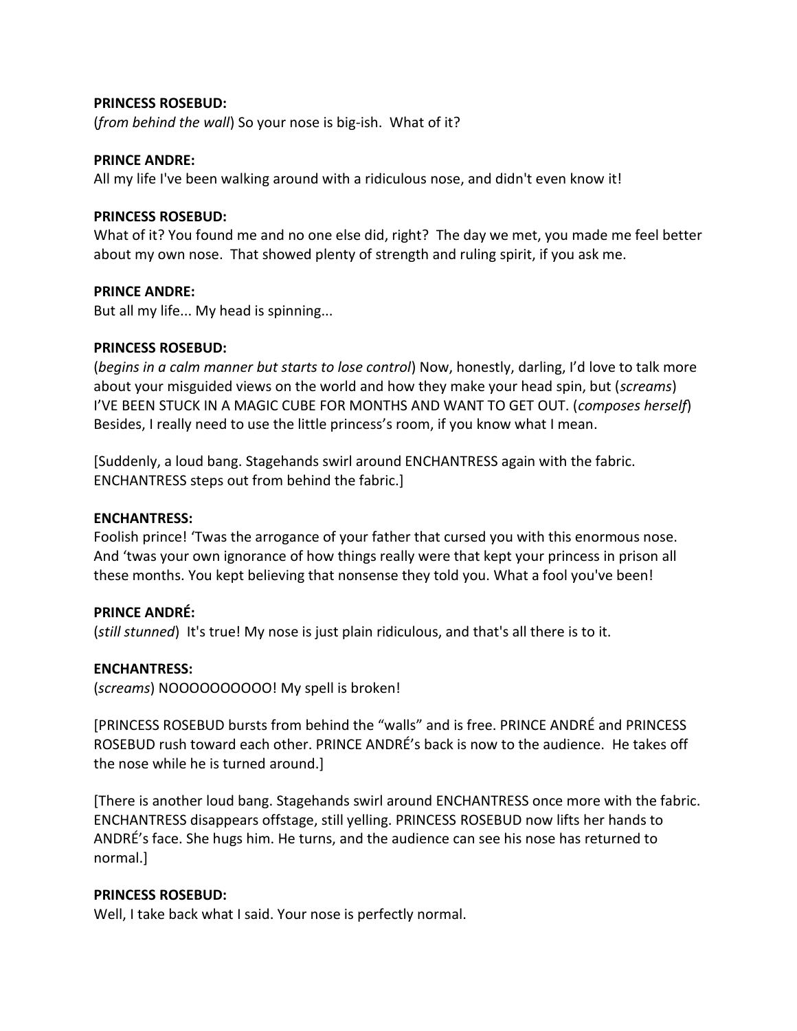**PRINCESS ROSEBUD:**
(*from behind the wall*) So your nose is big-ish. What of it?

**PRINCE ANDRE:**
All my life I've been walking around with a ridiculous nose, and didn't even know it!

**PRINCESS ROSEBUD:**
What of it? You found me and no one else did, right? The day we met, you made me feel better about my own nose. That showed plenty of strength and ruling spirit, if you ask me.

**PRINCE ANDRE:**
But all my life... My head is spinning...

**PRINCESS ROSEBUD:**
(*begins in a calm manner but starts to lose control*) Now, honestly, darling, I'd love to talk more about your misguided views on the world and how they make your head spin, but (*screams*) I'VE BEEN STUCK IN A MAGIC CUBE FOR MONTHS AND WANT TO GET OUT. (*composes herself*) Besides, I really need to use the little princess's room, if you know what I mean.

[Suddenly, a loud bang. Stagehands swirl around ENCHANTRESS again with the fabric. ENCHANTRESS steps out from behind the fabric.]

**ENCHANTRESS:**
Foolish prince! 'Twas the arrogance of your father that cursed you with this enormous nose. And 'twas your own ignorance of how things really were that kept your princess in prison all these months. You kept believing that nonsense they told you. What a fool you've been!

**PRINCE ANDRÉ:**
(*still stunned*) It's true! My nose is just plain ridiculous, and that's all there is to it.

**ENCHANTRESS:**
(*screams*) NOOOOOOOOOO! My spell is broken!

[PRINCESS ROSEBUD bursts from behind the "walls" and is free. PRINCE ANDRÉ and PRINCESS ROSEBUD rush toward each other. PRINCE ANDRÉ's back is now to the audience. He takes off the nose while he is turned around.]

[There is another loud bang. Stagehands swirl around ENCHANTRESS once more with the fabric. ENCHANTRESS disappears offstage, still yelling. PRINCESS ROSEBUD now lifts her hands to ANDRÉ's face. She hugs him. He turns, and the audience can see his nose has returned to normal.]

**PRINCESS ROSEBUD:**
Well, I take back what I said. Your nose is perfectly normal.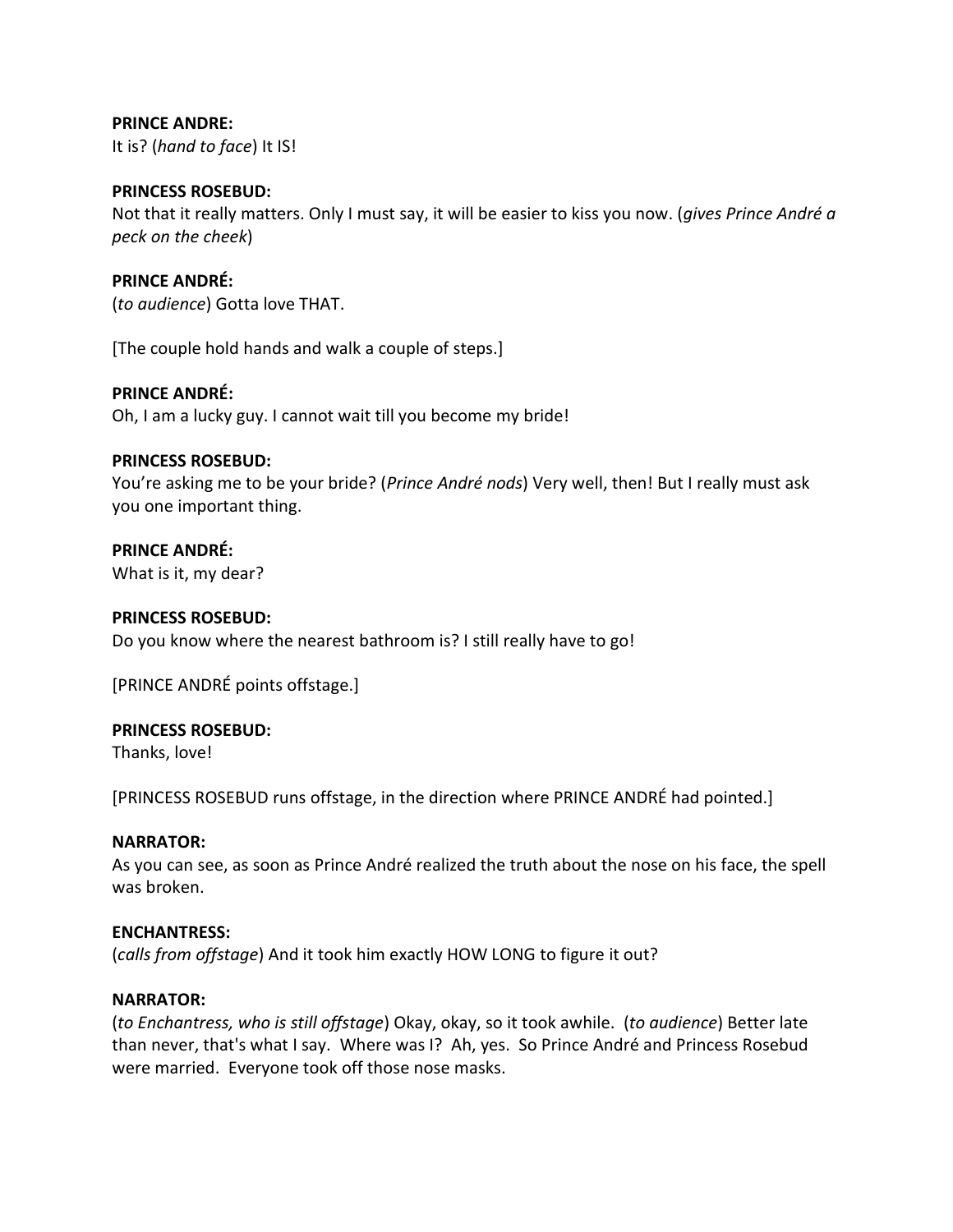**PRINCE ANDRE:**
It is? (*hand to face*) It IS!

**PRINCESS ROSEBUD:**
Not that it really matters. Only I must say, it will be easier to kiss you now. (*gives Prince André a peck on the cheek*)

**PRINCE ANDRÉ:**
(*to audience*) Gotta love THAT.

[The couple hold hands and walk a couple of steps.]

**PRINCE ANDRÉ:**
Oh, I am a lucky guy. I cannot wait till you become my bride!

**PRINCESS ROSEBUD:**
You're asking me to be your bride? (*Prince André nods*) Very well, then! But I really must ask you one important thing.

**PRINCE ANDRÉ:**
What is it, my dear?

**PRINCESS ROSEBUD:**
Do you know where the nearest bathroom is? I still really have to go!

[PRINCE ANDRÉ points offstage.]

**PRINCESS ROSEBUD:**
Thanks, love!

[PRINCESS ROSEBUD runs offstage, in the direction where PRINCE ANDRÉ had pointed.]

**NARRATOR:**
As you can see, as soon as Prince André realized the truth about the nose on his face, the spell was broken.

**ENCHANTRESS:**
(*calls from offstage*) And it took him exactly HOW LONG to figure it out?

**NARRATOR:**
(*to Enchantress, who is still offstage*) Okay, okay, so it took awhile. (*to audience*) Better late than never, that's what I say. Where was I? Ah, yes. So Prince André and Princess Rosebud were married. Everyone took off those nose masks.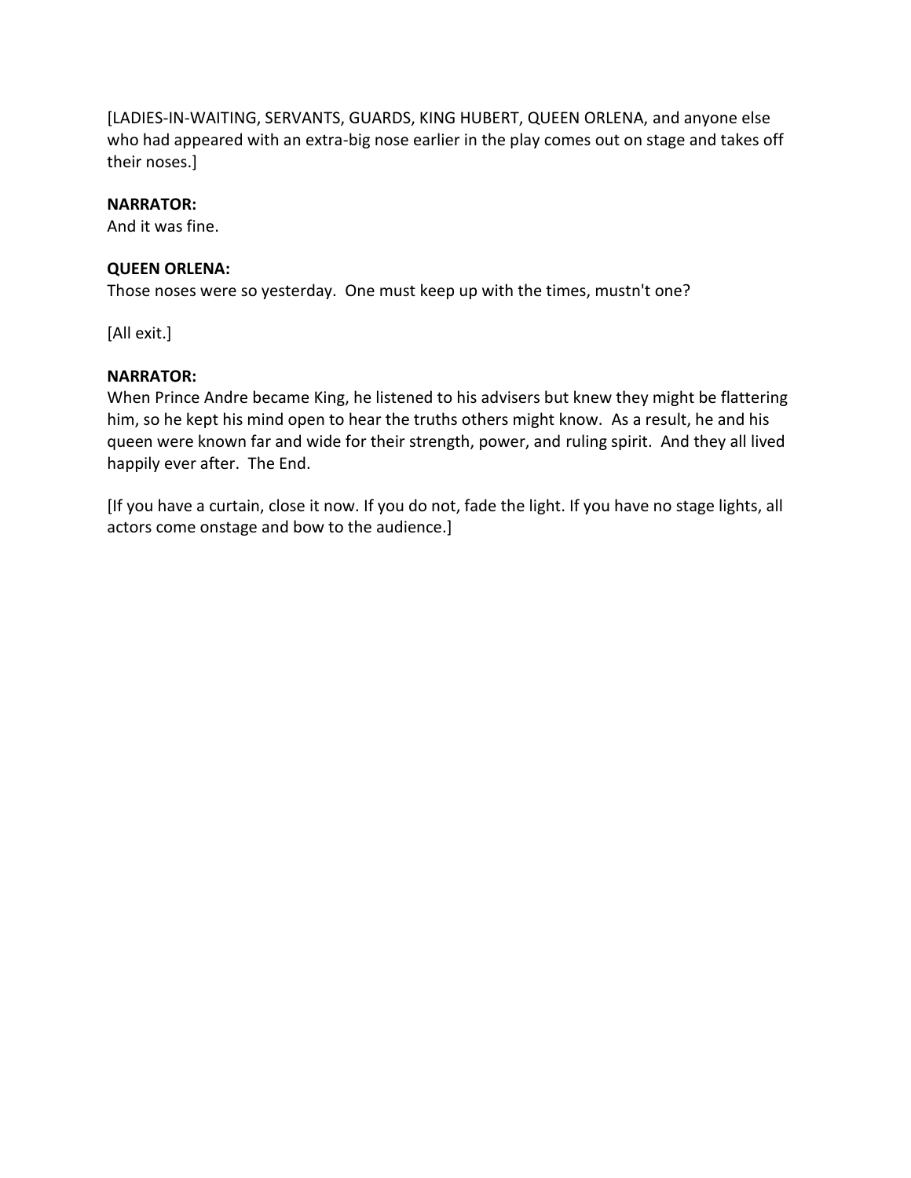[LADIES-IN-WAITING, SERVANTS, GUARDS, KING HUBERT, QUEEN ORLENA, and anyone else who had appeared with an extra-big nose earlier in the play comes out on stage and takes off their noses.]

**NARRATOR:**
And it was fine.

**QUEEN ORLENA:**
Those noses were so yesterday. One must keep up with the times, mustn't one?

[All exit.]

**NARRATOR:**
When Prince Andre became King, he listened to his advisers but knew they might be flattering him, so he kept his mind open to hear the truths others might know. As a result, he and his queen were known far and wide for their strength, power, and ruling spirit. And they all lived happily ever after. The End.

[If you have a curtain, close it now. If you do not, fade the light. If you have no stage lights, all actors come onstage and bow to the audience.]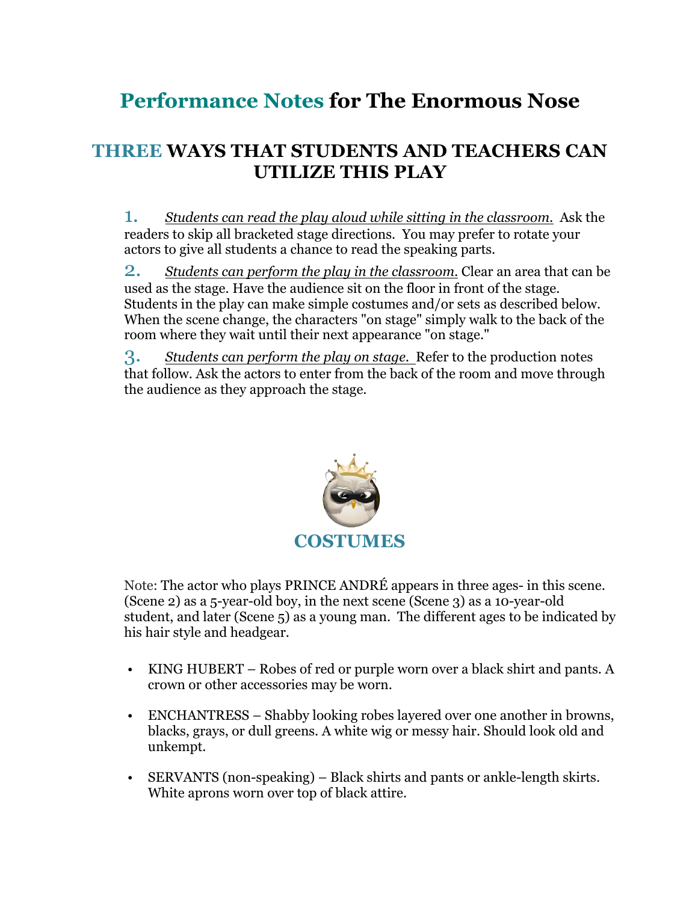# Performance Notes for The Enormous Nose

## THREE WAYS THAT STUDENTS AND TEACHERS CAN UTILIZE THIS PLAY

1. *Students can read the play aloud while sitting in the classroom.* Ask the readers to skip all bracketed stage directions. You may prefer to rotate your actors to give all students a chance to read the speaking parts.

2. *Students can perform the play in the classroom.* Clear an area that can be used as the stage. Have the audience sit on the floor in front of the stage. Students in the play can make simple costumes and/or sets as described below. When the scene change, the characters "on stage" simply walk to the back of the room where they wait until their next appearance "on stage."

3. *Students can perform the play on stage.* Refer to the production notes that follow. Ask the actors to enter from the back of the room and move through the audience as they approach the stage.

## COSTUMES

Note: The actor who plays PRINCE ANDRÉ appears in three ages- in this scene. (Scene 2) as a 5-year-old boy, in the next scene (Scene 3) as a 10-year-old student, and later (Scene 5) as a young man. The different ages to be indicated by his hair style and headgear.

- KING HUBERT – Robes of red or purple worn over a black shirt and pants. A crown or other accessories may be worn.

- ENCHANTRESS – Shabby looking robes layered over one another in browns, blacks, grays, or dull greens. A white wig or messy hair. Should look old and unkempt.

- SERVANTS (non-speaking) – Black shirts and pants or ankle-length skirts. White aprons worn over top of black attire.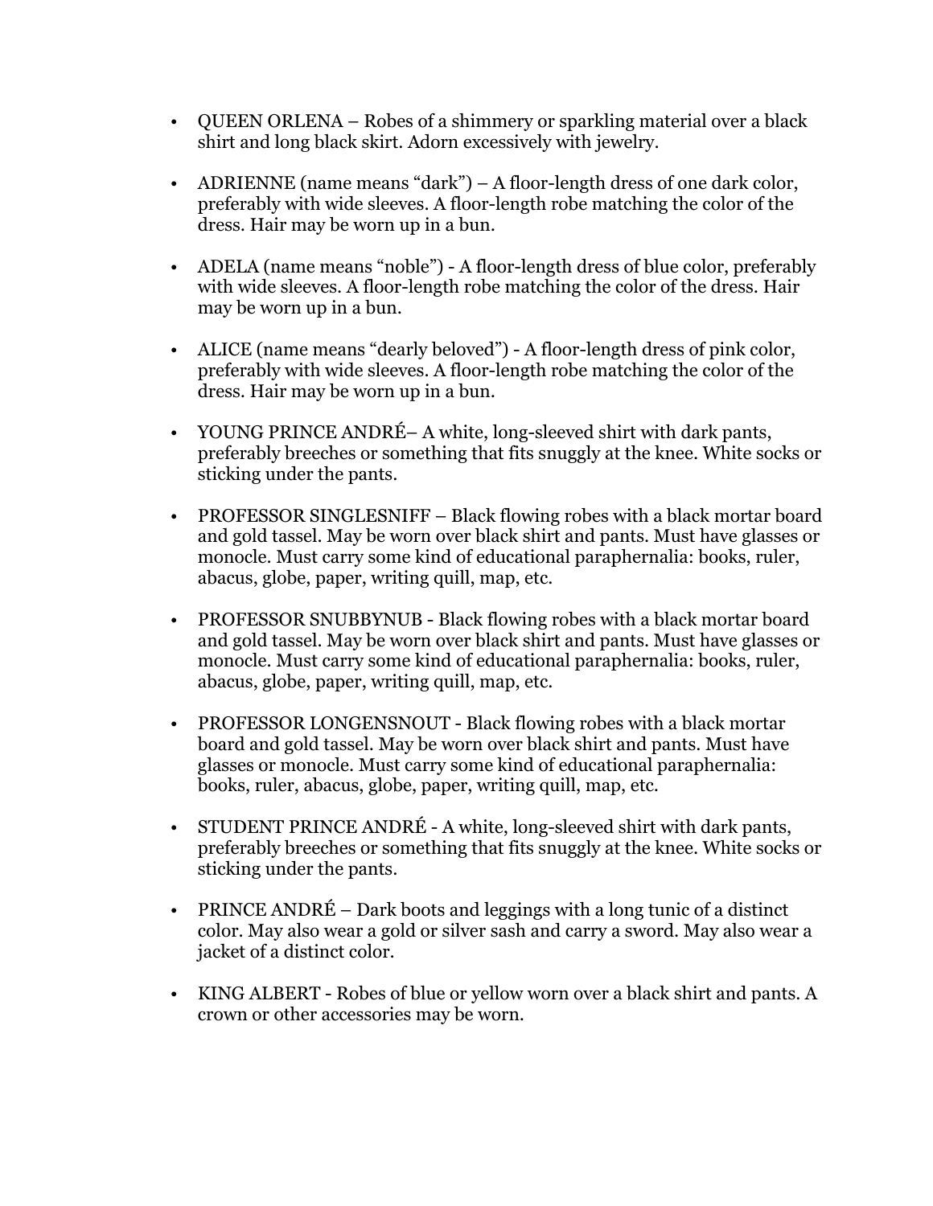- QUEEN ORLENA – Robes of a shimmery or sparkling material over a black shirt and long black skirt. Adorn excessively with jewelry.

- ADRIENNE (name means "dark") – A floor-length dress of one dark color, preferably with wide sleeves. A floor-length robe matching the color of the dress. Hair may be worn up in a bun.

- ADELA (name means "noble") - A floor-length dress of blue color, preferably with wide sleeves. A floor-length robe matching the color of the dress. Hair may be worn up in a bun.

- ALICE (name means "dearly beloved") - A floor-length dress of pink color, preferably with wide sleeves. A floor-length robe matching the color of the dress. Hair may be worn up in a bun.

- YOUNG PRINCE ANDRÉ– A white, long-sleeved shirt with dark pants, preferably breeches or something that fits snuggly at the knee. White socks or sticking under the pants.

- PROFESSOR SINGLESNIFF – Black flowing robes with a black mortar board and gold tassel. May be worn over black shirt and pants. Must have glasses or monocle. Must carry some kind of educational paraphernalia: books, ruler, abacus, globe, paper, writing quill, map, etc.

- PROFESSOR SNUBBYNUB - Black flowing robes with a black mortar board and gold tassel. May be worn over black shirt and pants. Must have glasses or monocle. Must carry some kind of educational paraphernalia: books, ruler, abacus, globe, paper, writing quill, map, etc.

- PROFESSOR LONGENSNOUT - Black flowing robes with a black mortar board and gold tassel. May be worn over black shirt and pants. Must have glasses or monocle. Must carry some kind of educational paraphernalia: books, ruler, abacus, globe, paper, writing quill, map, etc.

- STUDENT PRINCE ANDRÉ - A white, long-sleeved shirt with dark pants, preferably breeches or something that fits snuggly at the knee. White socks or sticking under the pants.

- PRINCE ANDRÉ – Dark boots and leggings with a long tunic of a distinct color. May also wear a gold or silver sash and carry a sword. May also wear a jacket of a distinct color.

- KING ALBERT - Robes of blue or yellow worn over a black shirt and pants. A crown or other accessories may be worn.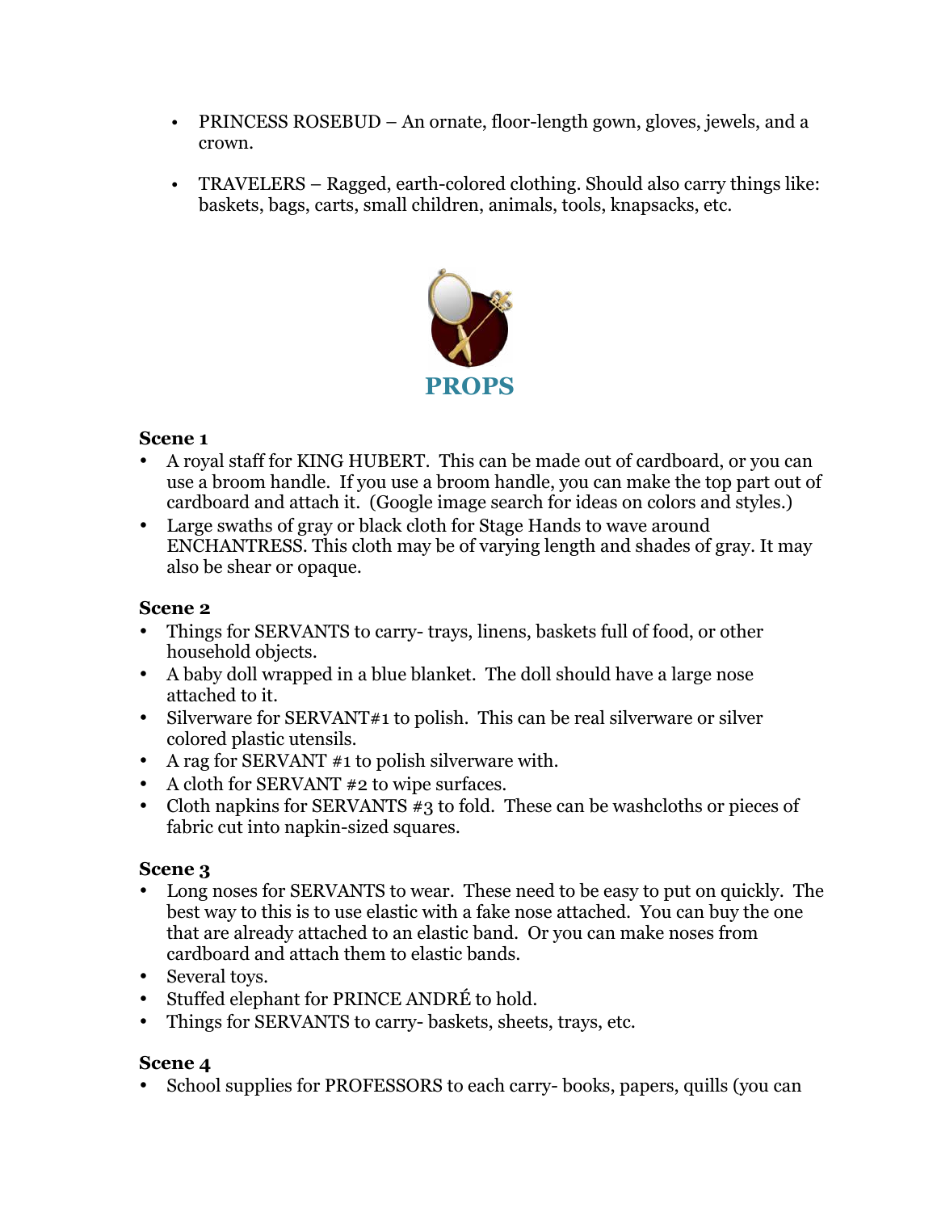- PRINCESS ROSEBUD – An ornate, floor-length gown, gloves, jewels, and a crown.

- TRAVELERS – Ragged, earth-colored clothing. Should also carry things like: baskets, bags, carts, small children, animals, tools, knapsacks, etc.

## PROPS

**Scene 1**

- A royal staff for KING HUBERT. This can be made out of cardboard, or you can use a broom handle. If you use a broom handle, you can make the top part out of cardboard and attach it. (Google image search for ideas on colors and styles.)
- Large swaths of gray or black cloth for Stage Hands to wave around ENCHANTRESS. This cloth may be of varying length and shades of gray. It may also be shear or opaque.

**Scene 2**

- Things for SERVANTS to carry- trays, linens, baskets full of food, or other household objects.
- A baby doll wrapped in a blue blanket. The doll should have a large nose attached to it.
- Silverware for SERVANT#1 to polish. This can be real silverware or silver colored plastic utensils.
- A rag for SERVANT #1 to polish silverware with.
- A cloth for SERVANT #2 to wipe surfaces.
- Cloth napkins for SERVANTS #3 to fold. These can be washcloths or pieces of fabric cut into napkin-sized squares.

**Scene 3**

- Long noses for SERVANTS to wear. These need to be easy to put on quickly. The best way to this is to use elastic with a fake nose attached. You can buy the one that are already attached to an elastic band. Or you can make noses from cardboard and attach them to elastic bands.
- Several toys.
- Stuffed elephant for PRINCE ANDRÉ to hold.
- Things for SERVANTS to carry- baskets, sheets, trays, etc.

**Scene 4**

- School supplies for PROFESSORS to each carry- books, papers, quills (you can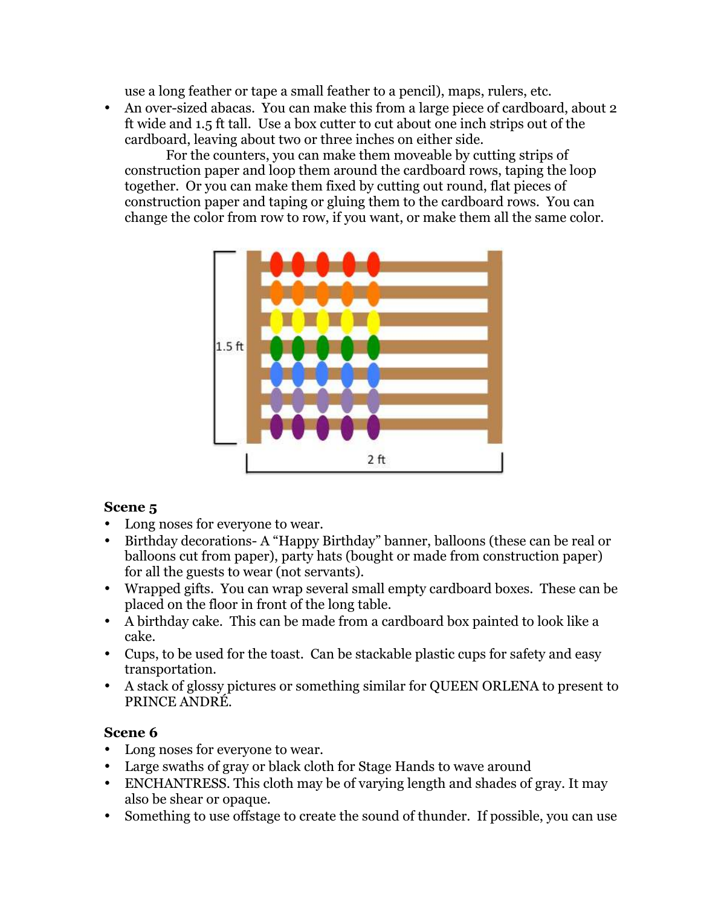use a long feather or tape a small feather to a pencil), maps, rulers, etc.

- An over-sized abacas. You can make this from a large piece of cardboard, about 2 ft wide and 1.5 ft tall. Use a box cutter to cut about one inch strips out of the cardboard, leaving about two or three inches on either side.

  For the counters, you can make them moveable by cutting strips of construction paper and loop them around the cardboard rows, taping the loop together. Or you can make them fixed by cutting out round, flat pieces of construction paper and taping or gluing them to the cardboard rows. You can change the color from row to row, if you want, or make them all the same color.

**Scene 5**

- Long noses for everyone to wear.
- Birthday decorations- A "Happy Birthday" banner, balloons (these can be real or balloons cut from paper), party hats (bought or made from construction paper) for all the guests to wear (not servants).
- Wrapped gifts. You can wrap several small empty cardboard boxes. These can be placed on the floor in front of the long table.
- A birthday cake. This can be made from a cardboard box painted to look like a cake.
- Cups, to be used for the toast. Can be stackable plastic cups for safety and easy transportation.
- A stack of glossy pictures or something similar for QUEEN ORLENA to present to PRINCE ANDRÉ.

**Scene 6**

- Long noses for everyone to wear.
- Large swaths of gray or black cloth for Stage Hands to wave around
- ENCHANTRESS. This cloth may be of varying length and shades of gray. It may also be shear or opaque.
- Something to use offstage to create the sound of thunder. If possible, you can use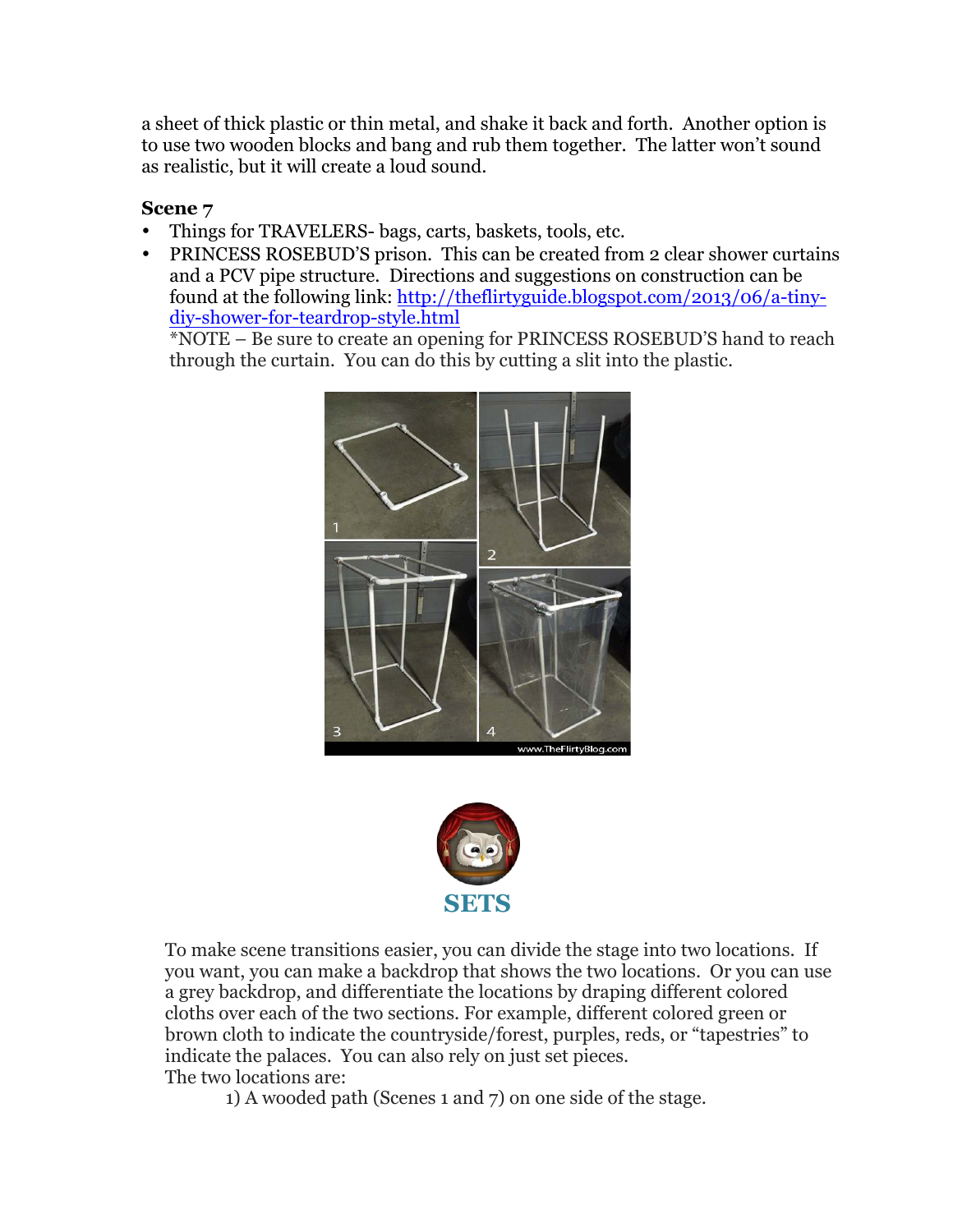a sheet of thick plastic or thin metal, and shake it back and forth. Another option is to use two wooden blocks and bang and rub them together. The latter won't sound as realistic, but it will create a loud sound.

### Scene 7

- Things for TRAVELERS- bags, carts, baskets, tools, etc.
- PRINCESS ROSEBUD'S prison. This can be created from 2 clear shower curtains and a PCV pipe structure. Directions and suggestions on construction can be found at the following link: http://theflirtyguide.blogspot.com/2013/06/a-tiny-diy-shower-for-teardrop-style.html
  *NOTE – Be sure to create an opening for PRINCESS ROSEBUD'S hand to reach through the curtain. You can do this by cutting a slit into the plastic.

## SETS

To make scene transitions easier, you can divide the stage into two locations. If you want, you can make a backdrop that shows the two locations. Or you can use a grey backdrop, and differentiate the locations by draping different colored cloths over each of the two sections. For example, different colored green or brown cloth to indicate the countryside/forest, purples, reds, or "tapestries" to indicate the palaces. You can also rely on just set pieces.
The two locations are:

1) A wooded path (Scenes 1 and 7) on one side of the stage.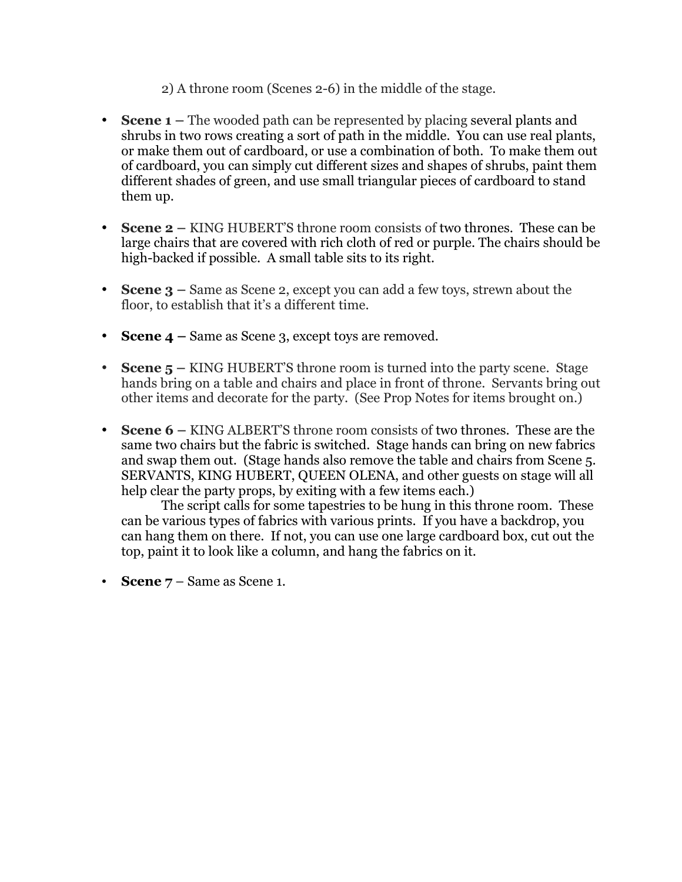2) A throne room (Scenes 2-6) in the middle of the stage.

- **Scene 1 –** The wooded path can be represented by placing several plants and shrubs in two rows creating a sort of path in the middle. You can use real plants, or make them out of cardboard, or use a combination of both. To make them out of cardboard, you can simply cut different sizes and shapes of shrubs, paint them different shades of green, and use small triangular pieces of cardboard to stand them up.

- **Scene 2 –** KING HUBERT'S throne room consists of two thrones. These can be large chairs that are covered with rich cloth of red or purple. The chairs should be high-backed if possible. A small table sits to its right.

- **Scene 3 –** Same as Scene 2, except you can add a few toys, strewn about the floor, to establish that it's a different time.

- **Scene 4 –** Same as Scene 3, except toys are removed.

- **Scene 5 –** KING HUBERT'S throne room is turned into the party scene. Stage hands bring on a table and chairs and place in front of throne. Servants bring out other items and decorate for the party. (See Prop Notes for items brought on.)

- **Scene 6 –** KING ALBERT'S throne room consists of two thrones. These are the same two chairs but the fabric is switched. Stage hands can bring on new fabrics and swap them out. (Stage hands also remove the table and chairs from Scene 5. SERVANTS, KING HUBERT, QUEEN OLENA, and other guests on stage will all help clear the party props, by exiting with a few items each.)

  The script calls for some tapestries to be hung in this throne room. These can be various types of fabrics with various prints. If you have a backdrop, you can hang them on there. If not, you can use one large cardboard box, cut out the top, paint it to look like a column, and hang the fabrics on it.

- **Scene 7** – Same as Scene 1.